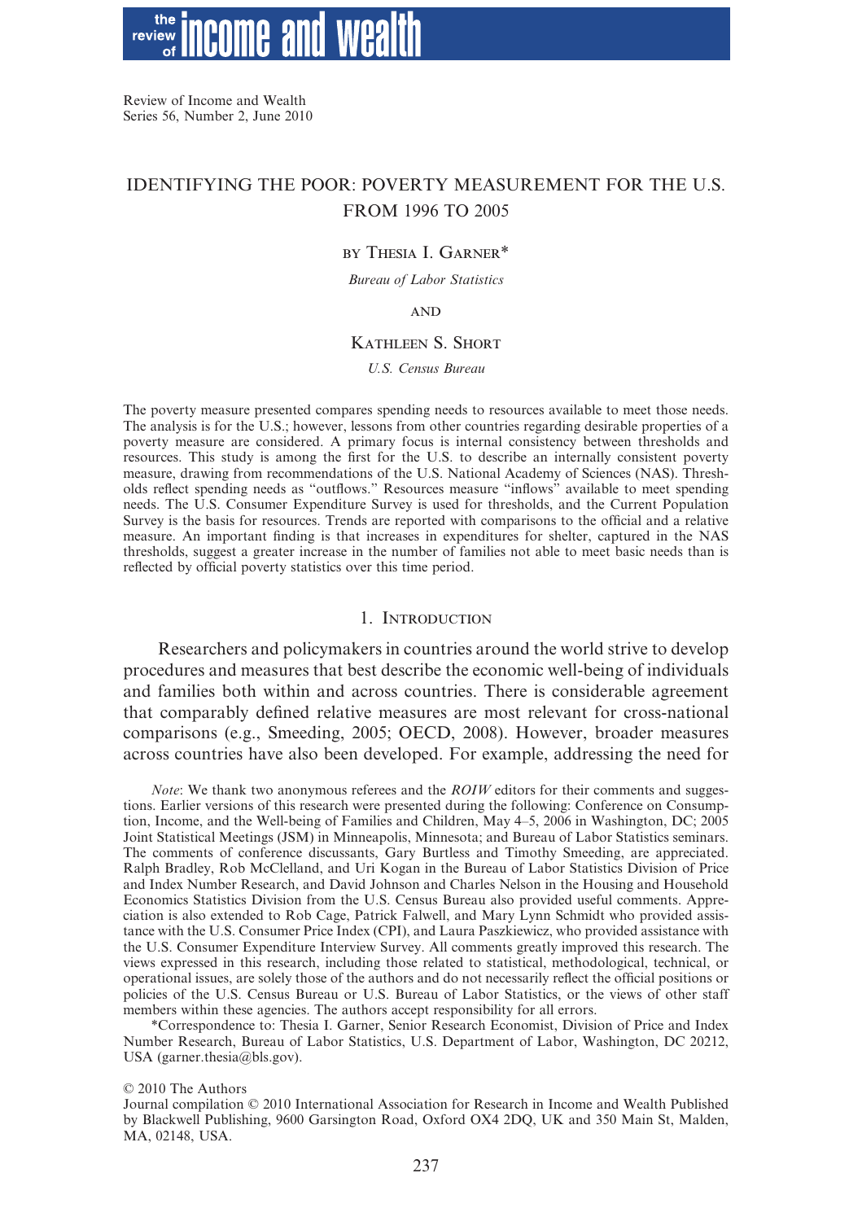# IDENTIFYING THE POOR: POVERTY MEASUREMENT FOR THE U.S. FROM 1996 TO 2005

BY THESIA I. GARNER*

*Bureau of Labor Statistics*

AND

KATHLEEN S. SHORT

*U.S. Census Bureau*

The poverty measure presented compares spending needs to resources available to meet those needs. The analysis is for the U.S.; however, lessons from other countries regarding desirable properties of a poverty measure are considered. A primary focus is internal consistency between thresholds and resources. This study is among the first for the U.S. to describe an internally consistent poverty measure, drawing from recommendations of the U.S. National Academy of Sciences (NAS). Thresholds reflect spending needs as "outflows." Resources measure "inflows" available to meet spending needs. The U.S. Consumer Expenditure Survey is used for thresholds, and the Current Population Survey is the basis for resources. Trends are reported with comparisons to the official and a relative measure. An important finding is that increases in expenditures for shelter, captured in the NAS thresholds, suggest a greater increase in the number of families not able to meet basic needs than is reflected by official poverty statistics over this time period.

## 1. INTRODUCTION

Researchers and policymakers in countries around the world strive to develop procedures and measures that best describe the economic well-being of individuals and families both within and across countries. There is considerable agreement that comparably defined relative measures are most relevant for cross-national comparisons (e.g., Smeeding, 2005; OECD, 2008). However, broader measures across countries have also been developed. For example, addressing the need for

*Note*: We thank two anonymous referees and the *ROIW* editors for their comments and suggestions. Earlier versions of this research were presented during the following: Conference on Consumption, Income, and the Well-being of Families and Children, May 4–5, 2006 in Washington, DC; 2005 Joint Statistical Meetings (JSM) in Minneapolis, Minnesota; and Bureau of Labor Statistics seminars. The comments of conference discussants, Gary Burtless and Timothy Smeeding, are appreciated. Ralph Bradley, Rob McClelland, and Uri Kogan in the Bureau of Labor Statistics Division of Price and Index Number Research, and David Johnson and Charles Nelson in the Housing and Household Economics Statistics Division from the U.S. Census Bureau also provided useful comments. Appreciation is also extended to Rob Cage, Patrick Falwell, and Mary Lynn Schmidt who provided assistance with the U.S. Consumer Price Index (CPI), and Laura Paszkiewicz, who provided assistance with the U.S. Consumer Expenditure Interview Survey. All comments greatly improved this research. The views expressed in this research, including those related to statistical, methodological, technical, or operational issues, are solely those of the authors and do not necessarily reflect the official positions or policies of the U.S. Census Bureau or U.S. Bureau of Labor Statistics, or the views of other staff members within these agencies. The authors accept responsibility for all errors.

*Correspondence to: Thesia I. Garner, Senior Research Economist, Division of Price and Index Number Research, Bureau of Labor Statistics, U.S. Department of Labor, Washington, DC 20212, USA (garner.thesia@bls.gov).

© 2010 The Authors
Journal compilation © 2010 International Association for Research in Income and Wealth Published by Blackwell Publishing, 9600 Garsington Road, Oxford OX4 2DQ, UK and 350 Main St, Malden, MA, 02148, USA.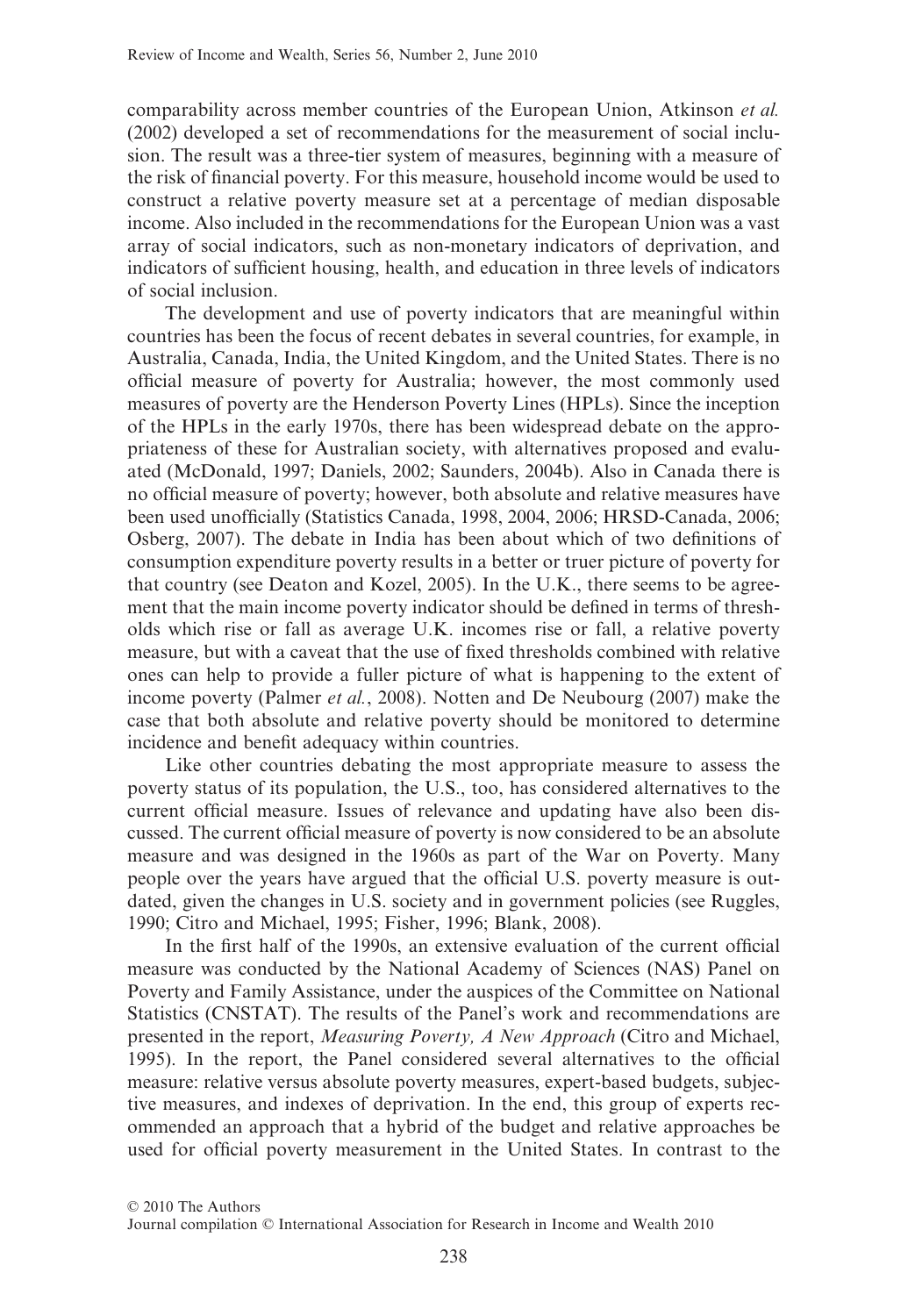comparability across member countries of the European Union, Atkinson *et al.* (2002) developed a set of recommendations for the measurement of social inclusion. The result was a three-tier system of measures, beginning with a measure of the risk of financial poverty. For this measure, household income would be used to construct a relative poverty measure set at a percentage of median disposable income. Also included in the recommendations for the European Union was a vast array of social indicators, such as non-monetary indicators of deprivation, and indicators of sufficient housing, health, and education in three levels of indicators of social inclusion.

The development and use of poverty indicators that are meaningful within countries has been the focus of recent debates in several countries, for example, in Australia, Canada, India, the United Kingdom, and the United States. There is no official measure of poverty for Australia; however, the most commonly used measures of poverty are the Henderson Poverty Lines (HPLs). Since the inception of the HPLs in the early 1970s, there has been widespread debate on the appropriateness of these for Australian society, with alternatives proposed and evaluated (McDonald, 1997; Daniels, 2002; Saunders, 2004b). Also in Canada there is no official measure of poverty; however, both absolute and relative measures have been used unofficially (Statistics Canada, 1998, 2004, 2006; HRSD-Canada, 2006; Osberg, 2007). The debate in India has been about which of two definitions of consumption expenditure poverty results in a better or truer picture of poverty for that country (see Deaton and Kozel, 2005). In the U.K., there seems to be agreement that the main income poverty indicator should be defined in terms of thresholds which rise or fall as average U.K. incomes rise or fall, a relative poverty measure, but with a caveat that the use of fixed thresholds combined with relative ones can help to provide a fuller picture of what is happening to the extent of income poverty (Palmer *et al.*, 2008). Notten and De Neubourg (2007) make the case that both absolute and relative poverty should be monitored to determine incidence and benefit adequacy within countries.

Like other countries debating the most appropriate measure to assess the poverty status of its population, the U.S., too, has considered alternatives to the current official measure. Issues of relevance and updating have also been discussed. The current official measure of poverty is now considered to be an absolute measure and was designed in the 1960s as part of the War on Poverty. Many people over the years have argued that the official U.S. poverty measure is outdated, given the changes in U.S. society and in government policies (see Ruggles, 1990; Citro and Michael, 1995; Fisher, 1996; Blank, 2008).

In the first half of the 1990s, an extensive evaluation of the current official measure was conducted by the National Academy of Sciences (NAS) Panel on Poverty and Family Assistance, under the auspices of the Committee on National Statistics (CNSTAT). The results of the Panel's work and recommendations are presented in the report, *Measuring Poverty, A New Approach* (Citro and Michael, 1995). In the report, the Panel considered several alternatives to the official measure: relative versus absolute poverty measures, expert-based budgets, subjective measures, and indexes of deprivation. In the end, this group of experts recommended an approach that a hybrid of the budget and relative approaches be used for official poverty measurement in the United States. In contrast to the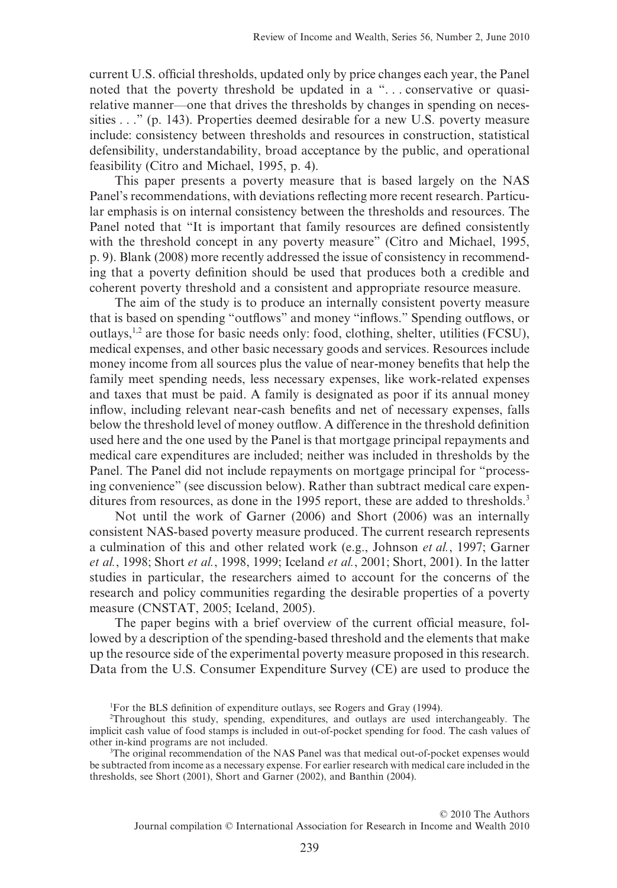current U.S. official thresholds, updated only by price changes each year, the Panel noted that the poverty threshold be updated in a ". . . conservative or quasi-relative manner—one that drives the thresholds by changes in spending on necessities . . ." (p. 143). Properties deemed desirable for a new U.S. poverty measure include: consistency between thresholds and resources in construction, statistical defensibility, understandability, broad acceptance by the public, and operational feasibility (Citro and Michael, 1995, p. 4).

This paper presents a poverty measure that is based largely on the NAS Panel's recommendations, with deviations reflecting more recent research. Particular emphasis is on internal consistency between the thresholds and resources. The Panel noted that "It is important that family resources are defined consistently with the threshold concept in any poverty measure" (Citro and Michael, 1995, p. 9). Blank (2008) more recently addressed the issue of consistency in recommending that a poverty definition should be used that produces both a credible and coherent poverty threshold and a consistent and appropriate resource measure.

The aim of the study is to produce an internally consistent poverty measure that is based on spending "outflows" and money "inflows." Spending outflows, or outlays,[1,2] are those for basic needs only: food, clothing, shelter, utilities (FCSU), medical expenses, and other basic necessary goods and services. Resources include money income from all sources plus the value of near-money benefits that help the family meet spending needs, less necessary expenses, like work-related expenses and taxes that must be paid. A family is designated as poor if its annual money inflow, including relevant near-cash benefits and net of necessary expenses, falls below the threshold level of money outflow. A difference in the threshold definition used here and the one used by the Panel is that mortgage principal repayments and medical care expenditures are included; neither was included in thresholds by the Panel. The Panel did not include repayments on mortgage principal for "processing convenience" (see discussion below). Rather than subtract medical care expenditures from resources, as done in the 1995 report, these are added to thresholds.[3]

Not until the work of Garner (2006) and Short (2006) was an internally consistent NAS-based poverty measure produced. The current research represents a culmination of this and other related work (e.g., Johnson *et al.*, 1997; Garner *et al.*, 1998; Short *et al.*, 1998, 1999; Iceland *et al.*, 2001; Short, 2001). In the latter studies in particular, the researchers aimed to account for the concerns of the research and policy communities regarding the desirable properties of a poverty measure (CNSTAT, 2005; Iceland, 2005).

The paper begins with a brief overview of the current official measure, followed by a description of the spending-based threshold and the elements that make up the resource side of the experimental poverty measure proposed in this research. Data from the U.S. Consumer Expenditure Survey (CE) are used to produce the

[1]For the BLS definition of expenditure outlays, see Rogers and Gray (1994).

[2]Throughout this study, spending, expenditures, and outlays are used interchangeably. The implicit cash value of food stamps is included in out-of-pocket spending for food. The cash values of other in-kind programs are not included.

[3]The original recommendation of the NAS Panel was that medical out-of-pocket expenses would be subtracted from income as a necessary expense. For earlier research with medical care included in the thresholds, see Short (2001), Short and Garner (2002), and Banthin (2004).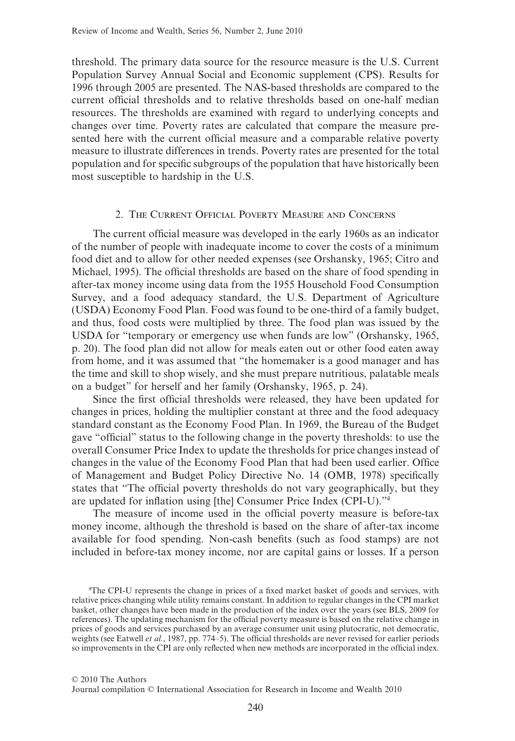threshold. The primary data source for the resource measure is the U.S. Current Population Survey Annual Social and Economic supplement (CPS). Results for 1996 through 2005 are presented. The NAS-based thresholds are compared to the current official thresholds and to relative thresholds based on one-half median resources. The thresholds are examined with regard to underlying concepts and changes over time. Poverty rates are calculated that compare the measure presented here with the current official measure and a comparable relative poverty measure to illustrate differences in trends. Poverty rates are presented for the total population and for specific subgroups of the population that have historically been most susceptible to hardship in the U.S.

## 2. The Current Official Poverty Measure and Concerns

The current official measure was developed in the early 1960s as an indicator of the number of people with inadequate income to cover the costs of a minimum food diet and to allow for other needed expenses (see Orshansky, 1965; Citro and Michael, 1995). The official thresholds are based on the share of food spending in after-tax money income using data from the 1955 Household Food Consumption Survey, and a food adequacy standard, the U.S. Department of Agriculture (USDA) Economy Food Plan. Food was found to be one-third of a family budget, and thus, food costs were multiplied by three. The food plan was issued by the USDA for "temporary or emergency use when funds are low" (Orshansky, 1965, p. 20). The food plan did not allow for meals eaten out or other food eaten away from home, and it was assumed that "the homemaker is a good manager and has the time and skill to shop wisely, and she must prepare nutritious, palatable meals on a budget" for herself and her family (Orshansky, 1965, p. 24).

Since the first official thresholds were released, they have been updated for changes in prices, holding the multiplier constant at three and the food adequacy standard constant as the Economy Food Plan. In 1969, the Bureau of the Budget gave "official" status to the following change in the poverty thresholds: to use the overall Consumer Price Index to update the thresholds for price changes instead of changes in the value of the Economy Food Plan that had been used earlier. Office of Management and Budget Policy Directive No. 14 (OMB, 1978) specifically states that "The official poverty thresholds do not vary geographically, but they are updated for inflation using [the] Consumer Price Index (CPI-U)."[4]

The measure of income used in the official poverty measure is before-tax money income, although the threshold is based on the share of after-tax income available for food spending. Non-cash benefits (such as food stamps) are not included in before-tax money income, nor are capital gains or losses. If a person

[4]The CPI-U represents the change in prices of a fixed market basket of goods and services, with relative prices changing while utility remains constant. In addition to regular changes in the CPI market basket, other changes have been made in the production of the index over the years (see BLS, 2009 for references). The updating mechanism for the official poverty measure is based on the relative change in prices of goods and services purchased by an average consumer unit using plutocratic, not democratic, weights (see Eatwell *et al.*, 1987, pp. 774–5). The official thresholds are never revised for earlier periods so improvements in the CPI are only reflected when new methods are incorporated in the official index.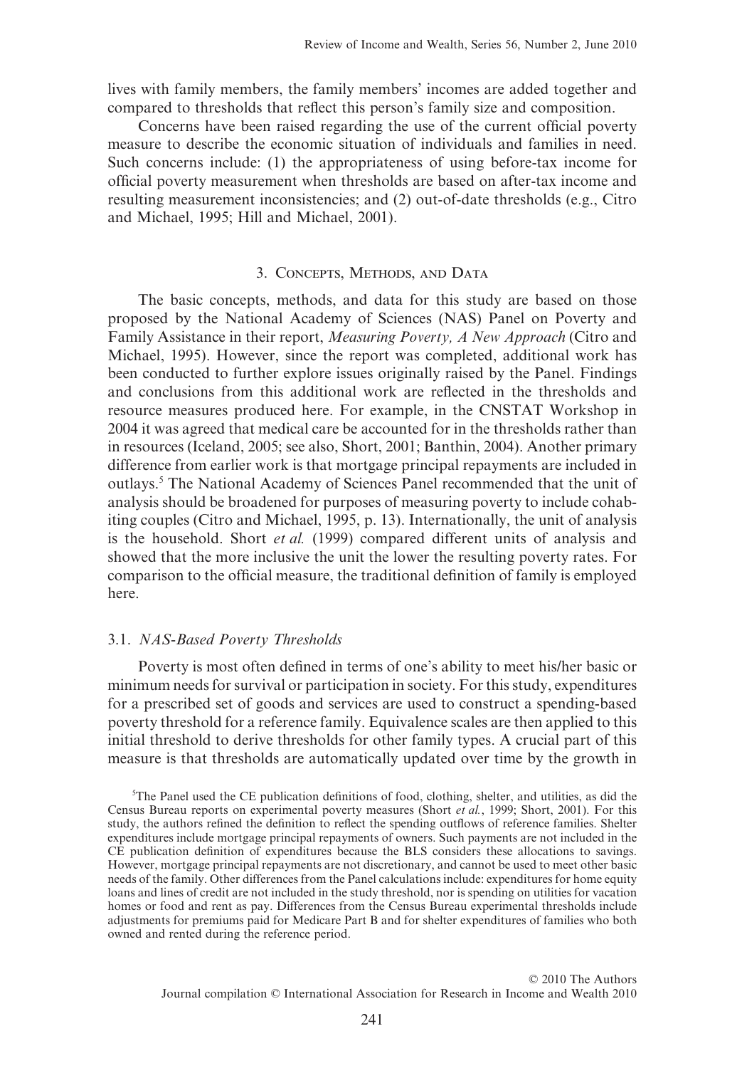lives with family members, the family members' incomes are added together and compared to thresholds that reflect this person's family size and composition.

Concerns have been raised regarding the use of the current official poverty measure to describe the economic situation of individuals and families in need. Such concerns include: (1) the appropriateness of using before-tax income for official poverty measurement when thresholds are based on after-tax income and resulting measurement inconsistencies; and (2) out-of-date thresholds (e.g., Citro and Michael, 1995; Hill and Michael, 2001).

## 3. Concepts, Methods, and Data

The basic concepts, methods, and data for this study are based on those proposed by the National Academy of Sciences (NAS) Panel on Poverty and Family Assistance in their report, *Measuring Poverty, A New Approach* (Citro and Michael, 1995). However, since the report was completed, additional work has been conducted to further explore issues originally raised by the Panel. Findings and conclusions from this additional work are reflected in the thresholds and resource measures produced here. For example, in the CNSTAT Workshop in 2004 it was agreed that medical care be accounted for in the thresholds rather than in resources (Iceland, 2005; see also, Short, 2001; Banthin, 2004). Another primary difference from earlier work is that mortgage principal repayments are included in outlays.[5] The National Academy of Sciences Panel recommended that the unit of analysis should be broadened for purposes of measuring poverty to include cohabiting couples (Citro and Michael, 1995, p. 13). Internationally, the unit of analysis is the household. Short *et al.* (1999) compared different units of analysis and showed that the more inclusive the unit the lower the resulting poverty rates. For comparison to the official measure, the traditional definition of family is employed here.

### 3.1. *NAS-Based Poverty Thresholds*

Poverty is most often defined in terms of one's ability to meet his/her basic or minimum needs for survival or participation in society. For this study, expenditures for a prescribed set of goods and services are used to construct a spending-based poverty threshold for a reference family. Equivalence scales are then applied to this initial threshold to derive thresholds for other family types. A crucial part of this measure is that thresholds are automatically updated over time by the growth in

[5]The Panel used the CE publication definitions of food, clothing, shelter, and utilities, as did the Census Bureau reports on experimental poverty measures (Short *et al.*, 1999; Short, 2001). For this study, the authors refined the definition to reflect the spending outflows of reference families. Shelter expenditures include mortgage principal repayments of owners. Such payments are not included in the CE publication definition of expenditures because the BLS considers these allocations to savings. However, mortgage principal repayments are not discretionary, and cannot be used to meet other basic needs of the family. Other differences from the Panel calculations include: expenditures for home equity loans and lines of credit are not included in the study threshold, nor is spending on utilities for vacation homes or food and rent as pay. Differences from the Census Bureau experimental thresholds include adjustments for premiums paid for Medicare Part B and for shelter expenditures of families who both owned and rented during the reference period.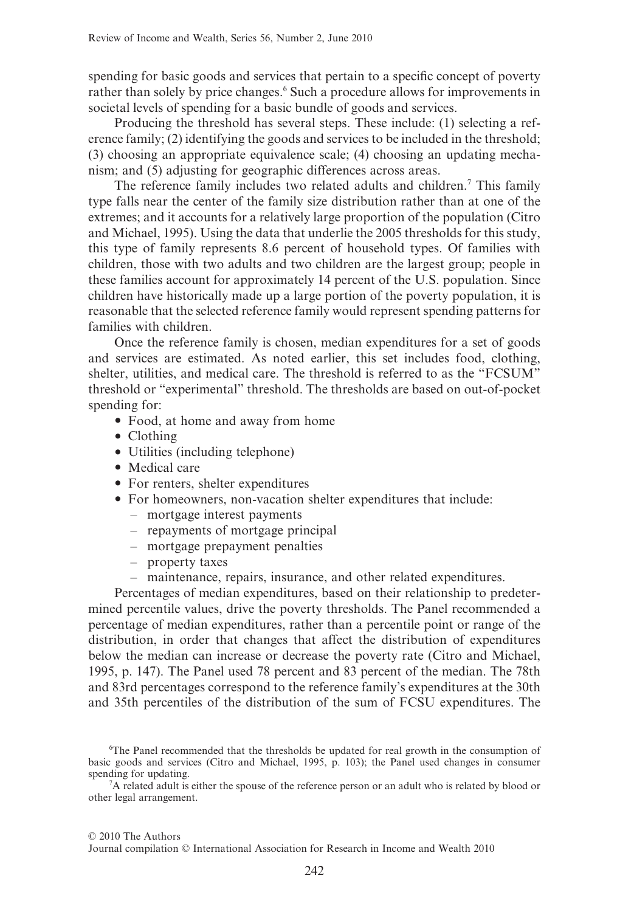spending for basic goods and services that pertain to a specific concept of poverty rather than solely by price changes.[6] Such a procedure allows for improvements in societal levels of spending for a basic bundle of goods and services.

Producing the threshold has several steps. These include: (1) selecting a reference family; (2) identifying the goods and services to be included in the threshold; (3) choosing an appropriate equivalence scale; (4) choosing an updating mechanism; and (5) adjusting for geographic differences across areas.

The reference family includes two related adults and children.[7] This family type falls near the center of the family size distribution rather than at one of the extremes; and it accounts for a relatively large proportion of the population (Citro and Michael, 1995). Using the data that underlie the 2005 thresholds for this study, this type of family represents 8.6 percent of household types. Of families with children, those with two adults and two children are the largest group; people in these families account for approximately 14 percent of the U.S. population. Since children have historically made up a large portion of the poverty population, it is reasonable that the selected reference family would represent spending patterns for families with children.

Once the reference family is chosen, median expenditures for a set of goods and services are estimated. As noted earlier, this set includes food, clothing, shelter, utilities, and medical care. The threshold is referred to as the "FCSUM" threshold or "experimental" threshold. The thresholds are based on out-of-pocket spending for:

- Food, at home and away from home
- Clothing
- Utilities (including telephone)
- Medical care
- For renters, shelter expenditures
- For homeowners, non-vacation shelter expenditures that include:
  - mortgage interest payments
  - repayments of mortgage principal
  - mortgage prepayment penalties
  - property taxes
  - maintenance, repairs, insurance, and other related expenditures.

Percentages of median expenditures, based on their relationship to predetermined percentile values, drive the poverty thresholds. The Panel recommended a percentage of median expenditures, rather than a percentile point or range of the distribution, in order that changes that affect the distribution of expenditures below the median can increase or decrease the poverty rate (Citro and Michael, 1995, p. 147). The Panel used 78 percent and 83 percent of the median. The 78th and 83rd percentages correspond to the reference family's expenditures at the 30th and 35th percentiles of the distribution of the sum of FCSU expenditures. The

[6]The Panel recommended that the thresholds be updated for real growth in the consumption of basic goods and services (Citro and Michael, 1995, p. 103); the Panel used changes in consumer spending for updating.

[7]A related adult is either the spouse of the reference person or an adult who is related by blood or other legal arrangement.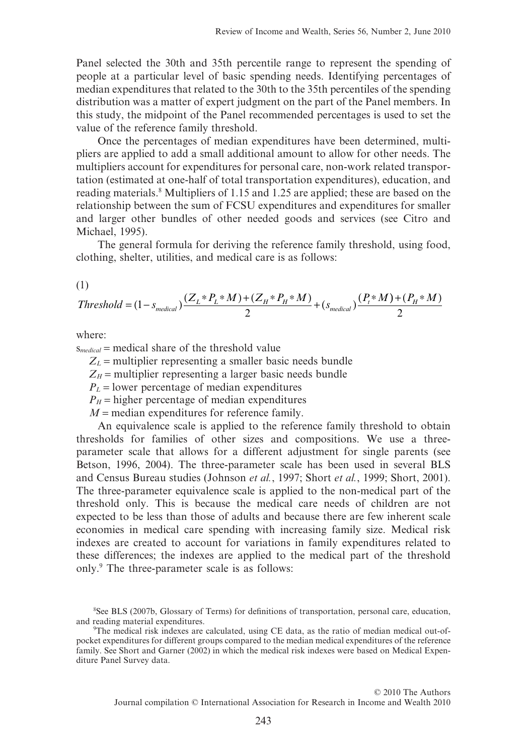Panel selected the 30th and 35th percentile range to represent the spending of people at a particular level of basic spending needs. Identifying percentages of median expenditures that related to the 30th to the 35th percentiles of the spending distribution was a matter of expert judgment on the part of the Panel members. In this study, the midpoint of the Panel recommended percentages is used to set the value of the reference family threshold.

Once the percentages of median expenditures have been determined, multipliers are applied to add a small additional amount to allow for other needs. The multipliers account for expenditures for personal care, non-work related transportation (estimated at one-half of total transportation expenditures), education, and reading materials.[8] Multipliers of 1.15 and 1.25 are applied; these are based on the relationship between the sum of FCSU expenditures and expenditures for smaller and larger other bundles of other needed goods and services (see Citro and Michael, 1995).

The general formula for deriving the reference family threshold, using food, clothing, shelter, utilities, and medical care is as follows:

(1)

$$Threshold = (1 - s_{medical})\frac{(Z_L * P_L * M) + (Z_H * P_H * M)}{2} + (s_{medical})\frac{(P_t * M) + (P_H * M)}{2}$$

where:

$s_{medical}$ = medical share of the threshold value

$Z_L$ = multiplier representing a smaller basic needs bundle

$Z_H$ = multiplier representing a larger basic needs bundle

$P_L$ = lower percentage of median expenditures

$P_H$ = higher percentage of median expenditures

$M$ = median expenditures for reference family.

An equivalence scale is applied to the reference family threshold to obtain thresholds for families of other sizes and compositions. We use a three-parameter scale that allows for a different adjustment for single parents (see Betson, 1996, 2004). The three-parameter scale has been used in several BLS and Census Bureau studies (Johnson *et al.*, 1997; Short *et al.*, 1999; Short, 2001). The three-parameter equivalence scale is applied to the non-medical part of the threshold only. This is because the medical care needs of children are not expected to be less than those of adults and because there are few inherent scale economies in medical care spending with increasing family size. Medical risk indexes are created to account for variations in family expenditures related to these differences; the indexes are applied to the medical part of the threshold only.[9] The three-parameter scale is as follows:

[8]See BLS (2007b, Glossary of Terms) for definitions of transportation, personal care, education, and reading material expenditures.

[9]The medical risk indexes are calculated, using CE data, as the ratio of median medical out-of-pocket expenditures for different groups compared to the median medical expenditures of the reference family. See Short and Garner (2002) in which the medical risk indexes were based on Medical Expenditure Panel Survey data.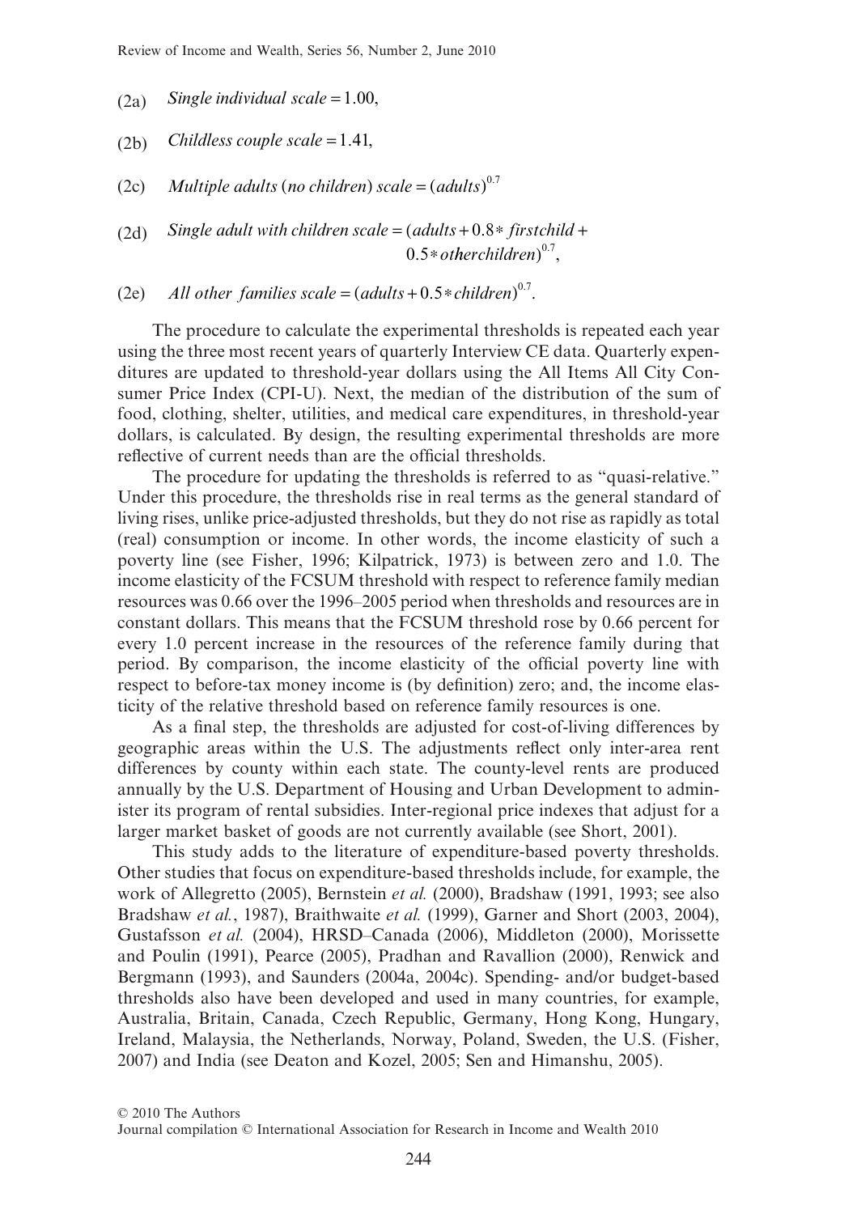$$\text{(2a)} \quad \textit{Single individual scale} = 1.00,$$

$$\text{(2b)} \quad \textit{Childless couple scale} = 1.41,$$

$$\text{(2c)} \quad \textit{Multiple adults (no children) scale} = (\textit{adults})^{0.7}$$

$$\text{(2d)} \quad \textit{Single adult with children scale} = (\textit{adults} + 0.8 * \textit{firstchild} + 0.5 * \textit{otherchildren})^{0.7},$$

$$\text{(2e)} \quad \textit{All other families scale} = (\textit{adults} + 0.5 * \textit{children})^{0.7}.$$

The procedure to calculate the experimental thresholds is repeated each year using the three most recent years of quarterly Interview CE data. Quarterly expenditures are updated to threshold-year dollars using the All Items All City Consumer Price Index (CPI-U). Next, the median of the distribution of the sum of food, clothing, shelter, utilities, and medical care expenditures, in threshold-year dollars, is calculated. By design, the resulting experimental thresholds are more reflective of current needs than are the official thresholds.

The procedure for updating the thresholds is referred to as "quasi-relative." Under this procedure, the thresholds rise in real terms as the general standard of living rises, unlike price-adjusted thresholds, but they do not rise as rapidly as total (real) consumption or income. In other words, the income elasticity of such a poverty line (see Fisher, 1996; Kilpatrick, 1973) is between zero and 1.0. The income elasticity of the FCSUM threshold with respect to reference family median resources was 0.66 over the 1996–2005 period when thresholds and resources are in constant dollars. This means that the FCSUM threshold rose by 0.66 percent for every 1.0 percent increase in the resources of the reference family during that period. By comparison, the income elasticity of the official poverty line with respect to before-tax money income is (by definition) zero; and, the income elasticity of the relative threshold based on reference family resources is one.

As a final step, the thresholds are adjusted for cost-of-living differences by geographic areas within the U.S. The adjustments reflect only inter-area rent differences by county within each state. The county-level rents are produced annually by the U.S. Department of Housing and Urban Development to administer its program of rental subsidies. Inter-regional price indexes that adjust for a larger market basket of goods are not currently available (see Short, 2001).

This study adds to the literature of expenditure-based poverty thresholds. Other studies that focus on expenditure-based thresholds include, for example, the work of Allegretto (2005), Bernstein *et al.* (2000), Bradshaw (1991, 1993; see also Bradshaw *et al.*, 1987), Braithwaite *et al.* (1999), Garner and Short (2003, 2004), Gustafsson *et al.* (2004), HRSD–Canada (2006), Middleton (2000), Morissette and Poulin (1991), Pearce (2005), Pradhan and Ravallion (2000), Renwick and Bergmann (1993), and Saunders (2004a, 2004c). Spending- and/or budget-based thresholds also have been developed and used in many countries, for example, Australia, Britain, Canada, Czech Republic, Germany, Hong Kong, Hungary, Ireland, Malaysia, the Netherlands, Norway, Poland, Sweden, the U.S. (Fisher, 2007) and India (see Deaton and Kozel, 2005; Sen and Himanshu, 2005).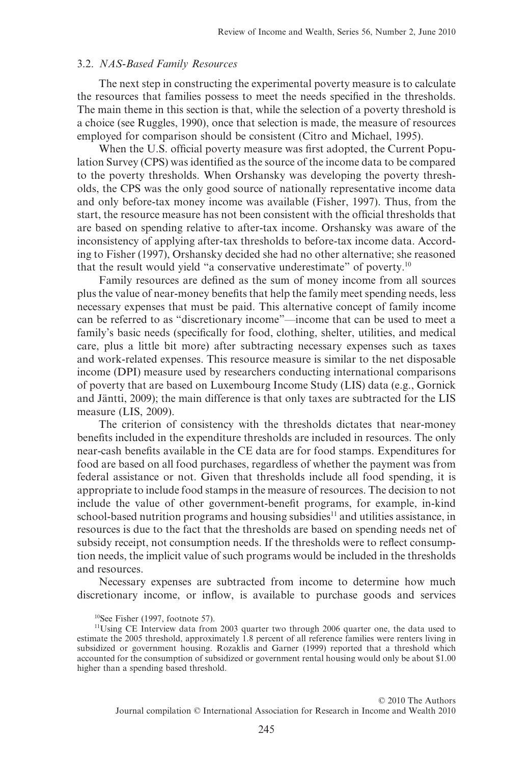### 3.2. *NAS-Based Family Resources*

The next step in constructing the experimental poverty measure is to calculate the resources that families possess to meet the needs specified in the thresholds. The main theme in this section is that, while the selection of a poverty threshold is a choice (see Ruggles, 1990), once that selection is made, the measure of resources employed for comparison should be consistent (Citro and Michael, 1995).

When the U.S. official poverty measure was first adopted, the Current Population Survey (CPS) was identified as the source of the income data to be compared to the poverty thresholds. When Orshansky was developing the poverty thresholds, the CPS was the only good source of nationally representative income data and only before-tax money income was available (Fisher, 1997). Thus, from the start, the resource measure has not been consistent with the official thresholds that are based on spending relative to after-tax income. Orshansky was aware of the inconsistency of applying after-tax thresholds to before-tax income data. According to Fisher (1997), Orshansky decided she had no other alternative; she reasoned that the result would yield "a conservative underestimate" of poverty.[10]

Family resources are defined as the sum of money income from all sources plus the value of near-money benefits that help the family meet spending needs, less necessary expenses that must be paid. This alternative concept of family income can be referred to as "discretionary income"—income that can be used to meet a family's basic needs (specifically for food, clothing, shelter, utilities, and medical care, plus a little bit more) after subtracting necessary expenses such as taxes and work-related expenses. This resource measure is similar to the net disposable income (DPI) measure used by researchers conducting international comparisons of poverty that are based on Luxembourg Income Study (LIS) data (e.g., Gornick and Jäntti, 2009); the main difference is that only taxes are subtracted for the LIS measure (LIS, 2009).

The criterion of consistency with the thresholds dictates that near-money benefits included in the expenditure thresholds are included in resources. The only near-cash benefits available in the CE data are for food stamps. Expenditures for food are based on all food purchases, regardless of whether the payment was from federal assistance or not. Given that thresholds include all food spending, it is appropriate to include food stamps in the measure of resources. The decision to not include the value of other government-benefit programs, for example, in-kind school-based nutrition programs and housing subsidies[11] and utilities assistance, in resources is due to the fact that the thresholds are based on spending needs net of subsidy receipt, not consumption needs. If the thresholds were to reflect consumption needs, the implicit value of such programs would be included in the thresholds and resources.

Necessary expenses are subtracted from income to determine how much discretionary income, or inflow, is available to purchase goods and services

[10] See Fisher (1997, footnote 57).

[11] Using CE Interview data from 2003 quarter two through 2006 quarter one, the data used to estimate the 2005 threshold, approximately 1.8 percent of all reference families were renters living in subsidized or government housing. Rozaklis and Garner (1999) reported that a threshold which accounted for the consumption of subsidized or government rental housing would only be about $1.00 higher than a spending based threshold.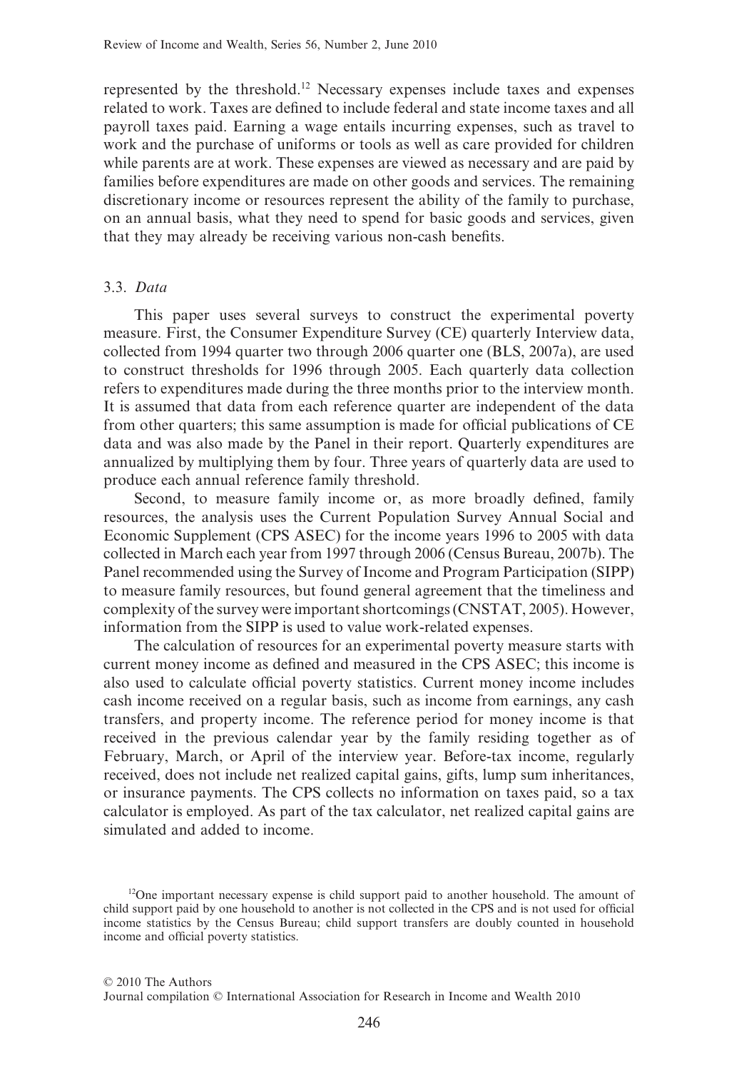represented by the threshold.[12] Necessary expenses include taxes and expenses related to work. Taxes are defined to include federal and state income taxes and all payroll taxes paid. Earning a wage entails incurring expenses, such as travel to work and the purchase of uniforms or tools as well as care provided for children while parents are at work. These expenses are viewed as necessary and are paid by families before expenditures are made on other goods and services. The remaining discretionary income or resources represent the ability of the family to purchase, on an annual basis, what they need to spend for basic goods and services, given that they may already be receiving various non-cash benefits.

### 3.3. *Data*

This paper uses several surveys to construct the experimental poverty measure. First, the Consumer Expenditure Survey (CE) quarterly Interview data, collected from 1994 quarter two through 2006 quarter one (BLS, 2007a), are used to construct thresholds for 1996 through 2005. Each quarterly data collection refers to expenditures made during the three months prior to the interview month. It is assumed that data from each reference quarter are independent of the data from other quarters; this same assumption is made for official publications of CE data and was also made by the Panel in their report. Quarterly expenditures are annualized by multiplying them by four. Three years of quarterly data are used to produce each annual reference family threshold.

Second, to measure family income or, as more broadly defined, family resources, the analysis uses the Current Population Survey Annual Social and Economic Supplement (CPS ASEC) for the income years 1996 to 2005 with data collected in March each year from 1997 through 2006 (Census Bureau, 2007b). The Panel recommended using the Survey of Income and Program Participation (SIPP) to measure family resources, but found general agreement that the timeliness and complexity of the survey were important shortcomings (CNSTAT, 2005). However, information from the SIPP is used to value work-related expenses.

The calculation of resources for an experimental poverty measure starts with current money income as defined and measured in the CPS ASEC; this income is also used to calculate official poverty statistics. Current money income includes cash income received on a regular basis, such as income from earnings, any cash transfers, and property income. The reference period for money income is that received in the previous calendar year by the family residing together as of February, March, or April of the interview year. Before-tax income, regularly received, does not include net realized capital gains, gifts, lump sum inheritances, or insurance payments. The CPS collects no information on taxes paid, so a tax calculator is employed. As part of the tax calculator, net realized capital gains are simulated and added to income.

[12]One important necessary expense is child support paid to another household. The amount of child support paid by one household to another is not collected in the CPS and is not used for official income statistics by the Census Bureau; child support transfers are doubly counted in household income and official poverty statistics.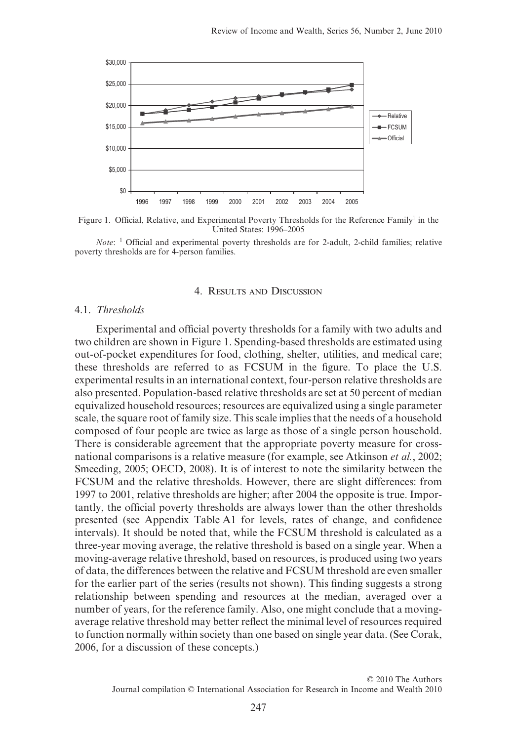Figure 1. Official, Relative, and Experimental Poverty Thresholds for the Reference Family[1] in the United States: 1996–2005

*Note*: [1] Official and experimental poverty thresholds are for 2-adult, 2-child families; relative poverty thresholds are for 4-person families.

## 4. Results and Discussion

### 4.1. *Thresholds*

Experimental and official poverty thresholds for a family with two adults and two children are shown in Figure 1. Spending-based thresholds are estimated using out-of-pocket expenditures for food, clothing, shelter, utilities, and medical care; these thresholds are referred to as FCSUM in the figure. To place the U.S. experimental results in an international context, four-person relative thresholds are also presented. Population-based relative thresholds are set at 50 percent of median equivalized household resources; resources are equivalized using a single parameter scale, the square root of family size. This scale implies that the needs of a household composed of four people are twice as large as those of a single person household. There is considerable agreement that the appropriate poverty measure for cross-national comparisons is a relative measure (for example, see Atkinson *et al.*, 2002; Smeeding, 2005; OECD, 2008). It is of interest to note the similarity between the FCSUM and the relative thresholds. However, there are slight differences: from 1997 to 2001, relative thresholds are higher; after 2004 the opposite is true. Importantly, the official poverty thresholds are always lower than the other thresholds presented (see Appendix Table A1 for levels, rates of change, and confidence intervals). It should be noted that, while the FCSUM threshold is calculated as a three-year moving average, the relative threshold is based on a single year. When a moving-average relative threshold, based on resources, is produced using two years of data, the differences between the relative and FCSUM threshold are even smaller for the earlier part of the series (results not shown). This finding suggests a strong relationship between spending and resources at the median, averaged over a number of years, for the reference family. Also, one might conclude that a moving-average relative threshold may better reflect the minimal level of resources required to function normally within society than one based on single year data. (See Corak, 2006, for a discussion of these concepts.)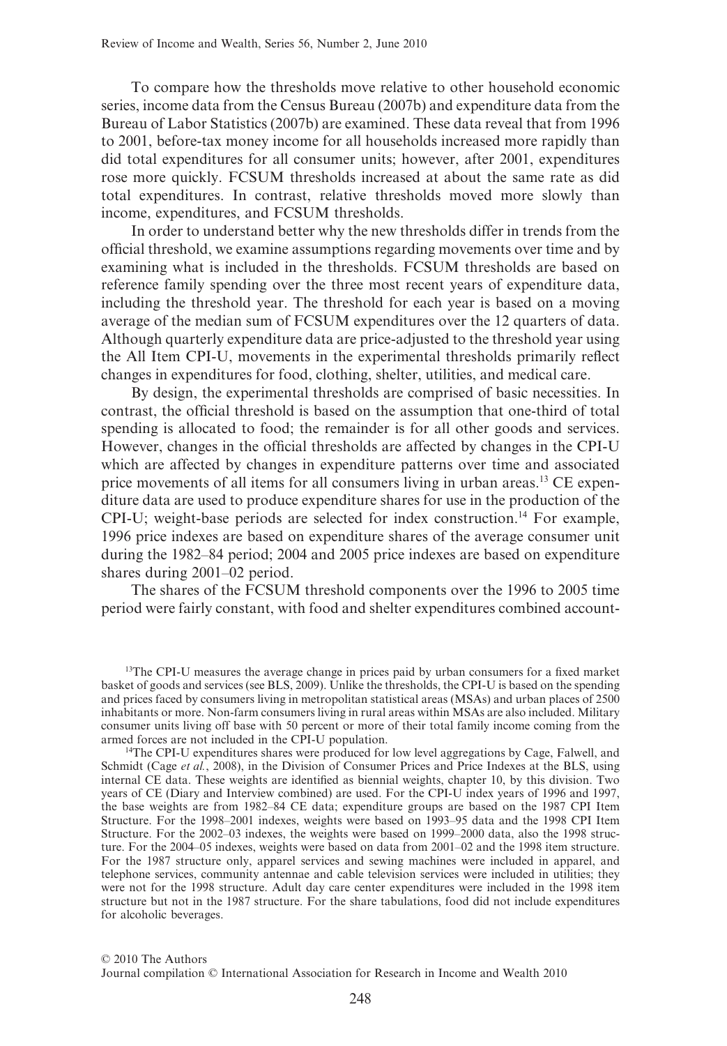To compare how the thresholds move relative to other household economic series, income data from the Census Bureau (2007b) and expenditure data from the Bureau of Labor Statistics (2007b) are examined. These data reveal that from 1996 to 2001, before-tax money income for all households increased more rapidly than did total expenditures for all consumer units; however, after 2001, expenditures rose more quickly. FCSUM thresholds increased at about the same rate as did total expenditures. In contrast, relative thresholds moved more slowly than income, expenditures, and FCSUM thresholds.

In order to understand better why the new thresholds differ in trends from the official threshold, we examine assumptions regarding movements over time and by examining what is included in the thresholds. FCSUM thresholds are based on reference family spending over the three most recent years of expenditure data, including the threshold year. The threshold for each year is based on a moving average of the median sum of FCSUM expenditures over the 12 quarters of data. Although quarterly expenditure data are price-adjusted to the threshold year using the All Item CPI-U, movements in the experimental thresholds primarily reflect changes in expenditures for food, clothing, shelter, utilities, and medical care.

By design, the experimental thresholds are comprised of basic necessities. In contrast, the official threshold is based on the assumption that one-third of total spending is allocated to food; the remainder is for all other goods and services. However, changes in the official thresholds are affected by changes in the CPI-U which are affected by changes in expenditure patterns over time and associated price movements of all items for all consumers living in urban areas.[13] CE expenditure data are used to produce expenditure shares for use in the production of the CPI-U; weight-base periods are selected for index construction.[14] For example, 1996 price indexes are based on expenditure shares of the average consumer unit during the 1982–84 period; 2004 and 2005 price indexes are based on expenditure shares during 2001–02 period.

The shares of the FCSUM threshold components over the 1996 to 2005 time period were fairly constant, with food and shelter expenditures combined account-

[13] The CPI-U measures the average change in prices paid by urban consumers for a fixed market basket of goods and services (see BLS, 2009). Unlike the thresholds, the CPI-U is based on the spending and prices faced by consumers living in metropolitan statistical areas (MSAs) and urban places of 2500 inhabitants or more. Non-farm consumers living in rural areas within MSAs are also included. Military consumer units living off base with 50 percent or more of their total family income coming from the armed forces are not included in the CPI-U population.

[14] The CPI-U expenditures shares were produced for low level aggregations by Cage, Falwell, and Schmidt (Cage *et al.*, 2008), in the Division of Consumer Prices and Price Indexes at the BLS, using internal CE data. These weights are identified as biennial weights, chapter 10, by this division. Two years of CE (Diary and Interview combined) are used. For the CPI-U index years of 1996 and 1997, the base weights are from 1982–84 CE data; expenditure groups are based on the 1987 CPI Item Structure. For the 1998–2001 indexes, weights were based on 1993–95 data and the 1998 CPI Item Structure. For the 2002–03 indexes, the weights were based on 1999–2000 data, also the 1998 structure. For the 2004–05 indexes, weights were based on data from 2001–02 and the 1998 item structure. For the 1987 structure only, apparel services and sewing machines were included in apparel, and telephone services, community antennae and cable television services were included in utilities; they were not for the 1998 structure. Adult day care center expenditures were included in the 1998 item structure but not in the 1987 structure. For the share tabulations, food did not include expenditures for alcoholic beverages.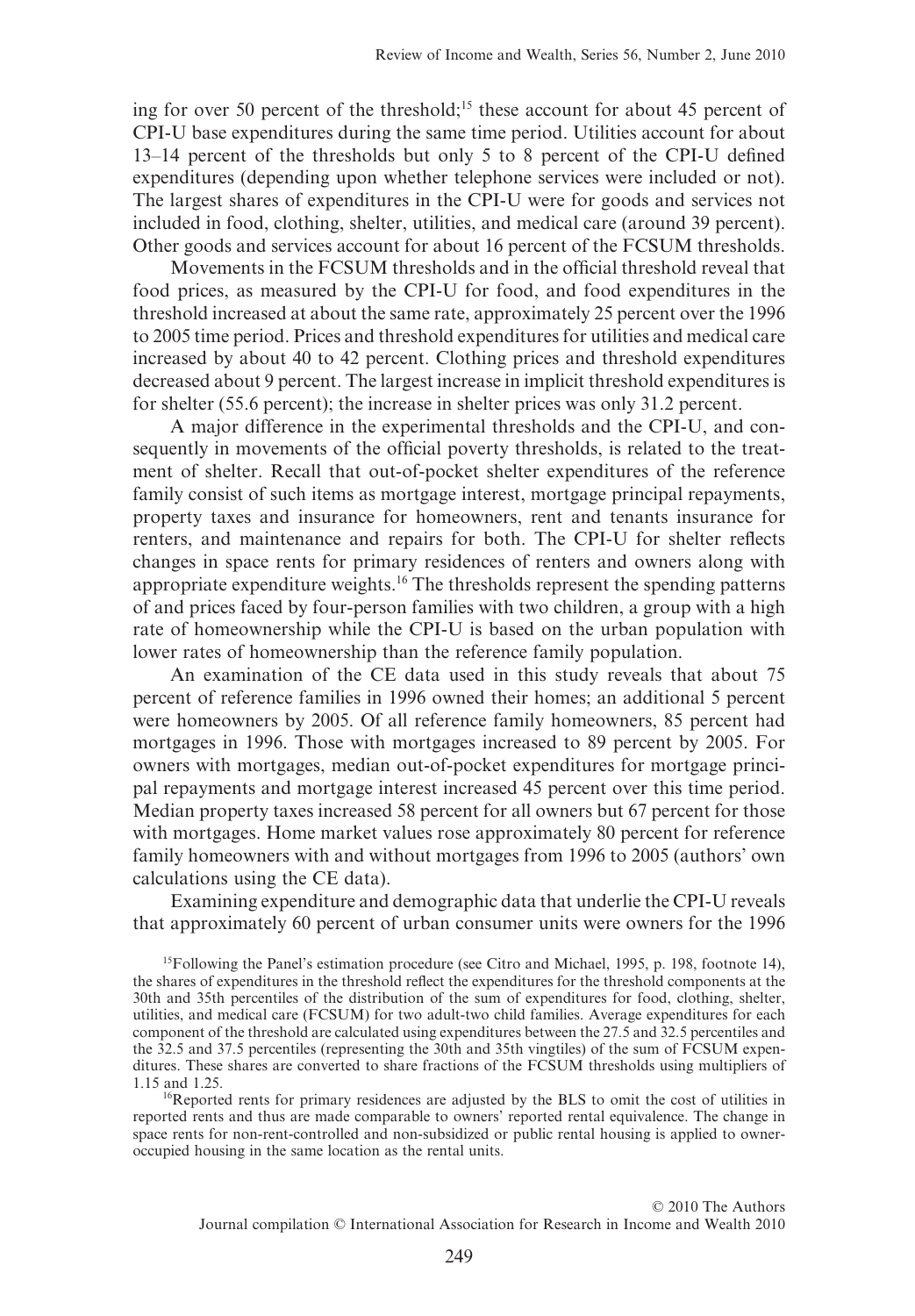ing for over 50 percent of the threshold;[15] these account for about 45 percent of CPI-U base expenditures during the same time period. Utilities account for about 13–14 percent of the thresholds but only 5 to 8 percent of the CPI-U defined expenditures (depending upon whether telephone services were included or not). The largest shares of expenditures in the CPI-U were for goods and services not included in food, clothing, shelter, utilities, and medical care (around 39 percent). Other goods and services account for about 16 percent of the FCSUM thresholds.

Movements in the FCSUM thresholds and in the official threshold reveal that food prices, as measured by the CPI-U for food, and food expenditures in the threshold increased at about the same rate, approximately 25 percent over the 1996 to 2005 time period. Prices and threshold expenditures for utilities and medical care increased by about 40 to 42 percent. Clothing prices and threshold expenditures decreased about 9 percent. The largest increase in implicit threshold expenditures is for shelter (55.6 percent); the increase in shelter prices was only 31.2 percent.

A major difference in the experimental thresholds and the CPI-U, and consequently in movements of the official poverty thresholds, is related to the treatment of shelter. Recall that out-of-pocket shelter expenditures of the reference family consist of such items as mortgage interest, mortgage principal repayments, property taxes and insurance for homeowners, rent and tenants insurance for renters, and maintenance and repairs for both. The CPI-U for shelter reflects changes in space rents for primary residences of renters and owners along with appropriate expenditure weights.[16] The thresholds represent the spending patterns of and prices faced by four-person families with two children, a group with a high rate of homeownership while the CPI-U is based on the urban population with lower rates of homeownership than the reference family population.

An examination of the CE data used in this study reveals that about 75 percent of reference families in 1996 owned their homes; an additional 5 percent were homeowners by 2005. Of all reference family homeowners, 85 percent had mortgages in 1996. Those with mortgages increased to 89 percent by 2005. For owners with mortgages, median out-of-pocket expenditures for mortgage principal repayments and mortgage interest increased 45 percent over this time period. Median property taxes increased 58 percent for all owners but 67 percent for those with mortgages. Home market values rose approximately 80 percent for reference family homeowners with and without mortgages from 1996 to 2005 (authors' own calculations using the CE data).

Examining expenditure and demographic data that underlie the CPI-U reveals that approximately 60 percent of urban consumer units were owners for the 1996

[15]Following the Panel's estimation procedure (see Citro and Michael, 1995, p. 198, footnote 14), the shares of expenditures in the threshold reflect the expenditures for the threshold components at the 30th and 35th percentiles of the distribution of the sum of expenditures for food, clothing, shelter, utilities, and medical care (FCSUM) for two adult-two child families. Average expenditures for each component of the threshold are calculated using expenditures between the 27.5 and 32.5 percentiles and the 32.5 and 37.5 percentiles (representing the 30th and 35th vingtiles) of the sum of FCSUM expenditures. These shares are converted to share fractions of the FCSUM thresholds using multipliers of 1.15 and 1.25.

[16]Reported rents for primary residences are adjusted by the BLS to omit the cost of utilities in reported rents and thus are made comparable to owners' reported rental equivalence. The change in space rents for non-rent-controlled and non-subsidized or public rental housing is applied to owner-occupied housing in the same location as the rental units.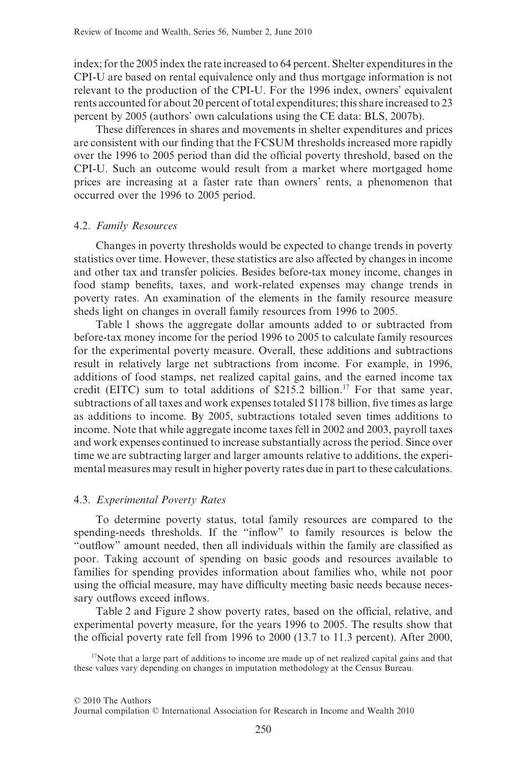index; for the 2005 index the rate increased to 64 percent. Shelter expenditures in the CPI-U are based on rental equivalence only and thus mortgage information is not relevant to the production of the CPI-U. For the 1996 index, owners' equivalent rents accounted for about 20 percent of total expenditures; this share increased to 23 percent by 2005 (authors' own calculations using the CE data: BLS, 2007b).

These differences in shares and movements in shelter expenditures and prices are consistent with our finding that the FCSUM thresholds increased more rapidly over the 1996 to 2005 period than did the official poverty threshold, based on the CPI-U. Such an outcome would result from a market where mortgaged home prices are increasing at a faster rate than owners' rents, a phenomenon that occurred over the 1996 to 2005 period.

### 4.2. *Family Resources*

Changes in poverty thresholds would be expected to change trends in poverty statistics over time. However, these statistics are also affected by changes in income and other tax and transfer policies. Besides before-tax money income, changes in food stamp benefits, taxes, and work-related expenses may change trends in poverty rates. An examination of the elements in the family resource measure sheds light on changes in overall family resources from 1996 to 2005.

Table 1 shows the aggregate dollar amounts added to or subtracted from before-tax money income for the period 1996 to 2005 to calculate family resources for the experimental poverty measure. Overall, these additions and subtractions result in relatively large net subtractions from income. For example, in 1996, additions of food stamps, net realized capital gains, and the earned income tax credit (EITC) sum to total additions of $215.2 billion.[17] For that same year, subtractions of all taxes and work expenses totaled $1178 billion, five times as large as additions to income. By 2005, subtractions totaled seven times additions to income. Note that while aggregate income taxes fell in 2002 and 2003, payroll taxes and work expenses continued to increase substantially across the period. Since over time we are subtracting larger and larger amounts relative to additions, the experimental measures may result in higher poverty rates due in part to these calculations.

### 4.3. *Experimental Poverty Rates*

To determine poverty status, total family resources are compared to the spending-needs thresholds. If the "inflow" to family resources is below the "outflow" amount needed, then all individuals within the family are classified as poor. Taking account of spending on basic goods and resources available to families for spending provides information about families who, while not poor using the official measure, may have difficulty meeting basic needs because necessary outflows exceed inflows.

Table 2 and Figure 2 show poverty rates, based on the official, relative, and experimental poverty measure, for the years 1996 to 2005. The results show that the official poverty rate fell from 1996 to 2000 (13.7 to 11.3 percent). After 2000,

[17]Note that a large part of additions to income are made up of net realized capital gains and that these values vary depending on changes in imputation methodology at the Census Bureau.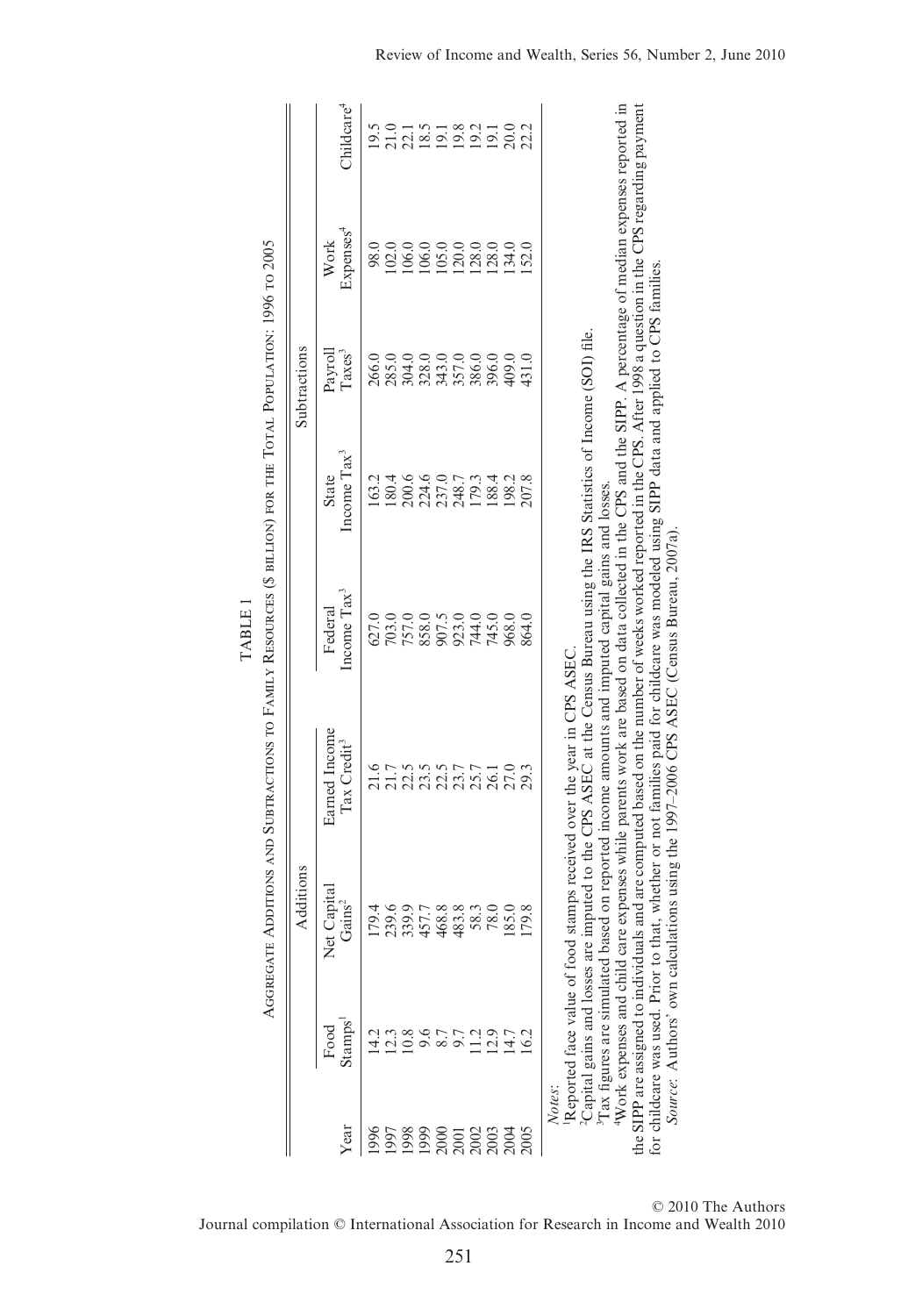TABLE 1

Aggregate Additions and Subtractions to Family Resources ($ billion) for the Total Population: 1996 to 2005

| Year | Additions | | | Subtractions | | | | |
|---|---|---|---|---|---|---|---|---|
| | Food Stamps[1] | Net Capital Gains[2] | Earned Income Tax Credit[3] | Federal Income Tax[3] | State Income Tax[3] | Payroll Taxes[3] | Work Expenses[4] | Childcare[4] |
| 1996 | 14.2 | 179.4 | 21.6 | 627.0 | 163.2 | 266.0 | 98.0 | 19.5 |
| 1997 | 12.3 | 239.6 | 21.7 | 703.0 | 180.4 | 285.0 | 102.0 | 21.0 |
| 1998 | 10.8 | 339.9 | 22.5 | 757.0 | 200.6 | 304.0 | 106.0 | 22.1 |
| 1999 | 9.6 | 457.7 | 23.5 | 858.0 | 224.6 | 328.0 | 106.0 | 18.5 |
| 2000 | 8.7 | 468.8 | 22.5 | 907.5 | 237.0 | 343.0 | 105.0 | 19.1 |
| 2001 | 9.7 | 483.8 | 23.7 | 923.0 | 248.7 | 357.0 | 120.0 | 19.8 |
| 2002 | 11.2 | 58.3 | 25.7 | 744.0 | 179.3 | 386.0 | 128.0 | 19.2 |
| 2003 | 12.9 | 78.0 | 26.1 | 745.0 | 188.4 | 396.0 | 128.0 | 19.1 |
| 2004 | 14.7 | 185.0 | 27.0 | 968.0 | 198.2 | 409.0 | 134.0 | 20.0 |
| 2005 | 16.2 | 179.8 | 29.3 | 864.0 | 207.8 | 431.0 | 152.0 | 22.2 |

*Notes*:

[1]Reported face value of food stamps received over the year in CPS ASEC.

[2]Capital gains and losses are imputed to the CPS ASEC at the Census Bureau using the IRS Statistics of Income (SOI) file.

[3]Tax figures are simulated based on reported income amounts and imputed capital gains and losses.

[4]Work expenses and child care expenses while parents work are based on data collected in the CPS and the SIPP. A percentage of median expenses reported in the SIPP are assigned to individuals and are computed based on the number of weeks worked reported in the CPS. After 1998 a question in the CPS regarding payment for childcare was used. Prior to that, whether or not families paid for childcare was modeled using SIPP data and applied to CPS families.

*Source*: Authors' own calculations using the 1997–2006 CPS ASEC (Census Bureau, 2007a).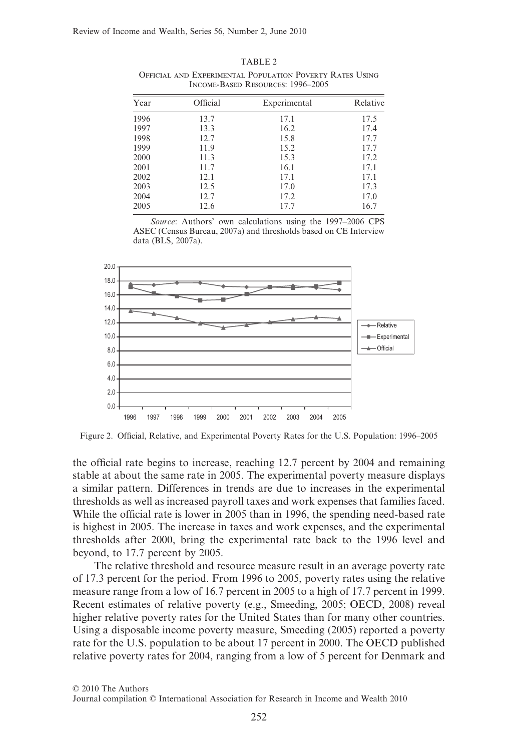TABLE 2

Official and Experimental Population Poverty Rates Using Income-Based Resources: 1996–2005

| Year | Official | Experimental | Relative |
|---|---|---|---|
| 1996 | 13.7 | 17.1 | 17.5 |
| 1997 | 13.3 | 16.2 | 17.4 |
| 1998 | 12.7 | 15.8 | 17.7 |
| 1999 | 11.9 | 15.2 | 17.7 |
| 2000 | 11.3 | 15.3 | 17.2 |
| 2001 | 11.7 | 16.1 | 17.1 |
| 2002 | 12.1 | 17.1 | 17.1 |
| 2003 | 12.5 | 17.0 | 17.3 |
| 2004 | 12.7 | 17.2 | 17.0 |
| 2005 | 12.6 | 17.7 | 16.7 |

*Source*: Authors' own calculations using the 1997–2006 CPS ASEC (Census Bureau, 2007a) and thresholds based on CE Interview data (BLS, 2007a).

Figure 2. Official, Relative, and Experimental Poverty Rates for the U.S. Population: 1996–2005

the official rate begins to increase, reaching 12.7 percent by 2004 and remaining stable at about the same rate in 2005. The experimental poverty measure displays a similar pattern. Differences in trends are due to increases in the experimental thresholds as well as increased payroll taxes and work expenses that families faced. While the official rate is lower in 2005 than in 1996, the spending need-based rate is highest in 2005. The increase in taxes and work expenses, and the experimental thresholds after 2000, bring the experimental rate back to the 1996 level and beyond, to 17.7 percent by 2005.

The relative threshold and resource measure result in an average poverty rate of 17.3 percent for the period. From 1996 to 2005, poverty rates using the relative measure range from a low of 16.7 percent in 2005 to a high of 17.7 percent in 1999. Recent estimates of relative poverty (e.g., Smeeding, 2005; OECD, 2008) reveal higher relative poverty rates for the United States than for many other countries. Using a disposable income poverty measure, Smeeding (2005) reported a poverty rate for the U.S. population to be about 17 percent in 2000. The OECD published relative poverty rates for 2004, ranging from a low of 5 percent for Denmark and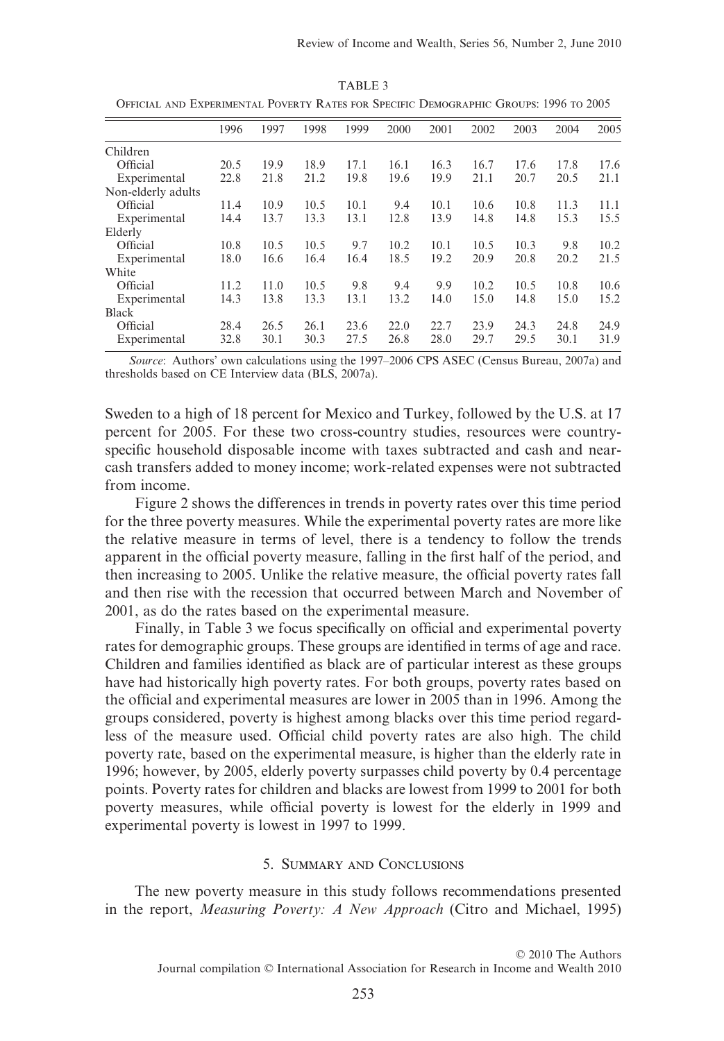TABLE 3

Official and Experimental Poverty Rates for Specific Demographic Groups: 1996 to 2005

| | 1996 | 1997 | 1998 | 1999 | 2000 | 2001 | 2002 | 2003 | 2004 | 2005 |
|---|---|---|---|---|---|---|---|---|---|---|
| Children | | | | | | | | | | |
| Official | 20.5 | 19.9 | 18.9 | 17.1 | 16.1 | 16.3 | 16.7 | 17.6 | 17.8 | 17.6 |
| Experimental | 22.8 | 21.8 | 21.2 | 19.8 | 19.6 | 19.9 | 21.1 | 20.7 | 20.5 | 21.1 |
| Non-elderly adults | | | | | | | | | | |
| Official | 11.4 | 10.9 | 10.5 | 10.1 | 9.4 | 10.1 | 10.6 | 10.8 | 11.3 | 11.1 |
| Experimental | 14.4 | 13.7 | 13.3 | 13.1 | 12.8 | 13.9 | 14.8 | 14.8 | 15.3 | 15.5 |
| Elderly | | | | | | | | | | |
| Official | 10.8 | 10.5 | 10.5 | 9.7 | 10.2 | 10.1 | 10.5 | 10.3 | 9.8 | 10.2 |
| Experimental | 18.0 | 16.6 | 16.4 | 16.4 | 18.5 | 19.2 | 20.9 | 20.8 | 20.2 | 21.5 |
| White | | | | | | | | | | |
| Official | 11.2 | 11.0 | 10.5 | 9.8 | 9.4 | 9.9 | 10.2 | 10.5 | 10.8 | 10.6 |
| Experimental | 14.3 | 13.8 | 13.3 | 13.1 | 13.2 | 14.0 | 15.0 | 14.8 | 15.0 | 15.2 |
| Black | | | | | | | | | | |
| Official | 28.4 | 26.5 | 26.1 | 23.6 | 22.0 | 22.7 | 23.9 | 24.3 | 24.8 | 24.9 |
| Experimental | 32.8 | 30.1 | 30.3 | 27.5 | 26.8 | 28.0 | 29.7 | 29.5 | 30.1 | 31.9 |

*Source*: Authors' own calculations using the 1997–2006 CPS ASEC (Census Bureau, 2007a) and thresholds based on CE Interview data (BLS, 2007a).

Sweden to a high of 18 percent for Mexico and Turkey, followed by the U.S. at 17 percent for 2005. For these two cross-country studies, resources were country-specific household disposable income with taxes subtracted and cash and near-cash transfers added to money income; work-related expenses were not subtracted from income.

Figure 2 shows the differences in trends in poverty rates over this time period for the three poverty measures. While the experimental poverty rates are more like the relative measure in terms of level, there is a tendency to follow the trends apparent in the official poverty measure, falling in the first half of the period, and then increasing to 2005. Unlike the relative measure, the official poverty rates fall and then rise with the recession that occurred between March and November of 2001, as do the rates based on the experimental measure.

Finally, in Table 3 we focus specifically on official and experimental poverty rates for demographic groups. These groups are identified in terms of age and race. Children and families identified as black are of particular interest as these groups have had historically high poverty rates. For both groups, poverty rates based on the official and experimental measures are lower in 2005 than in 1996. Among the groups considered, poverty is highest among blacks over this time period regardless of the measure used. Official child poverty rates are also high. The child poverty rate, based on the experimental measure, is higher than the elderly rate in 1996; however, by 2005, elderly poverty surpasses child poverty by 0.4 percentage points. Poverty rates for children and blacks are lowest from 1999 to 2001 for both poverty measures, while official poverty is lowest for the elderly in 1999 and experimental poverty is lowest in 1997 to 1999.

## 5. Summary and Conclusions

The new poverty measure in this study follows recommendations presented in the report, *Measuring Poverty: A New Approach* (Citro and Michael, 1995)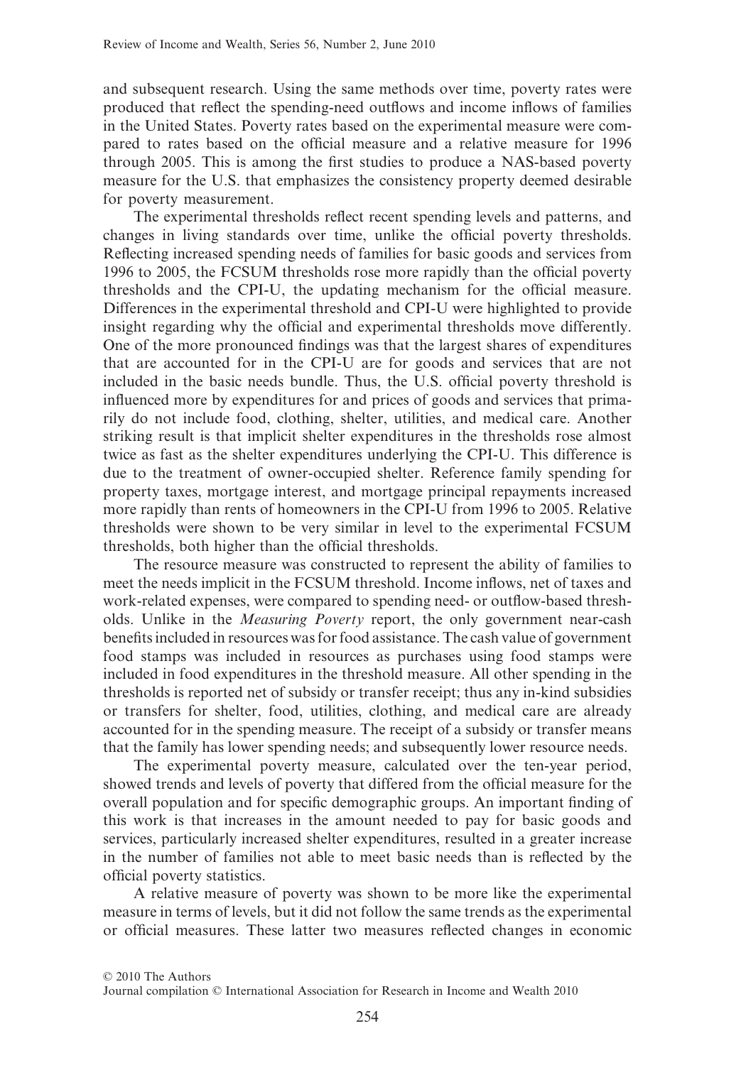and subsequent research. Using the same methods over time, poverty rates were produced that reflect the spending-need outflows and income inflows of families in the United States. Poverty rates based on the experimental measure were compared to rates based on the official measure and a relative measure for 1996 through 2005. This is among the first studies to produce a NAS-based poverty measure for the U.S. that emphasizes the consistency property deemed desirable for poverty measurement.

The experimental thresholds reflect recent spending levels and patterns, and changes in living standards over time, unlike the official poverty thresholds. Reflecting increased spending needs of families for basic goods and services from 1996 to 2005, the FCSUM thresholds rose more rapidly than the official poverty thresholds and the CPI-U, the updating mechanism for the official measure. Differences in the experimental threshold and CPI-U were highlighted to provide insight regarding why the official and experimental thresholds move differently. One of the more pronounced findings was that the largest shares of expenditures that are accounted for in the CPI-U are for goods and services that are not included in the basic needs bundle. Thus, the U.S. official poverty threshold is influenced more by expenditures for and prices of goods and services that primarily do not include food, clothing, shelter, utilities, and medical care. Another striking result is that implicit shelter expenditures in the thresholds rose almost twice as fast as the shelter expenditures underlying the CPI-U. This difference is due to the treatment of owner-occupied shelter. Reference family spending for property taxes, mortgage interest, and mortgage principal repayments increased more rapidly than rents of homeowners in the CPI-U from 1996 to 2005. Relative thresholds were shown to be very similar in level to the experimental FCSUM thresholds, both higher than the official thresholds.

The resource measure was constructed to represent the ability of families to meet the needs implicit in the FCSUM threshold. Income inflows, net of taxes and work-related expenses, were compared to spending need- or outflow-based thresholds. Unlike in the *Measuring Poverty* report, the only government near-cash benefits included in resources was for food assistance. The cash value of government food stamps was included in resources as purchases using food stamps were included in food expenditures in the threshold measure. All other spending in the thresholds is reported net of subsidy or transfer receipt; thus any in-kind subsidies or transfers for shelter, food, utilities, clothing, and medical care are already accounted for in the spending measure. The receipt of a subsidy or transfer means that the family has lower spending needs; and subsequently lower resource needs.

The experimental poverty measure, calculated over the ten-year period, showed trends and levels of poverty that differed from the official measure for the overall population and for specific demographic groups. An important finding of this work is that increases in the amount needed to pay for basic goods and services, particularly increased shelter expenditures, resulted in a greater increase in the number of families not able to meet basic needs than is reflected by the official poverty statistics.

A relative measure of poverty was shown to be more like the experimental measure in terms of levels, but it did not follow the same trends as the experimental or official measures. These latter two measures reflected changes in economic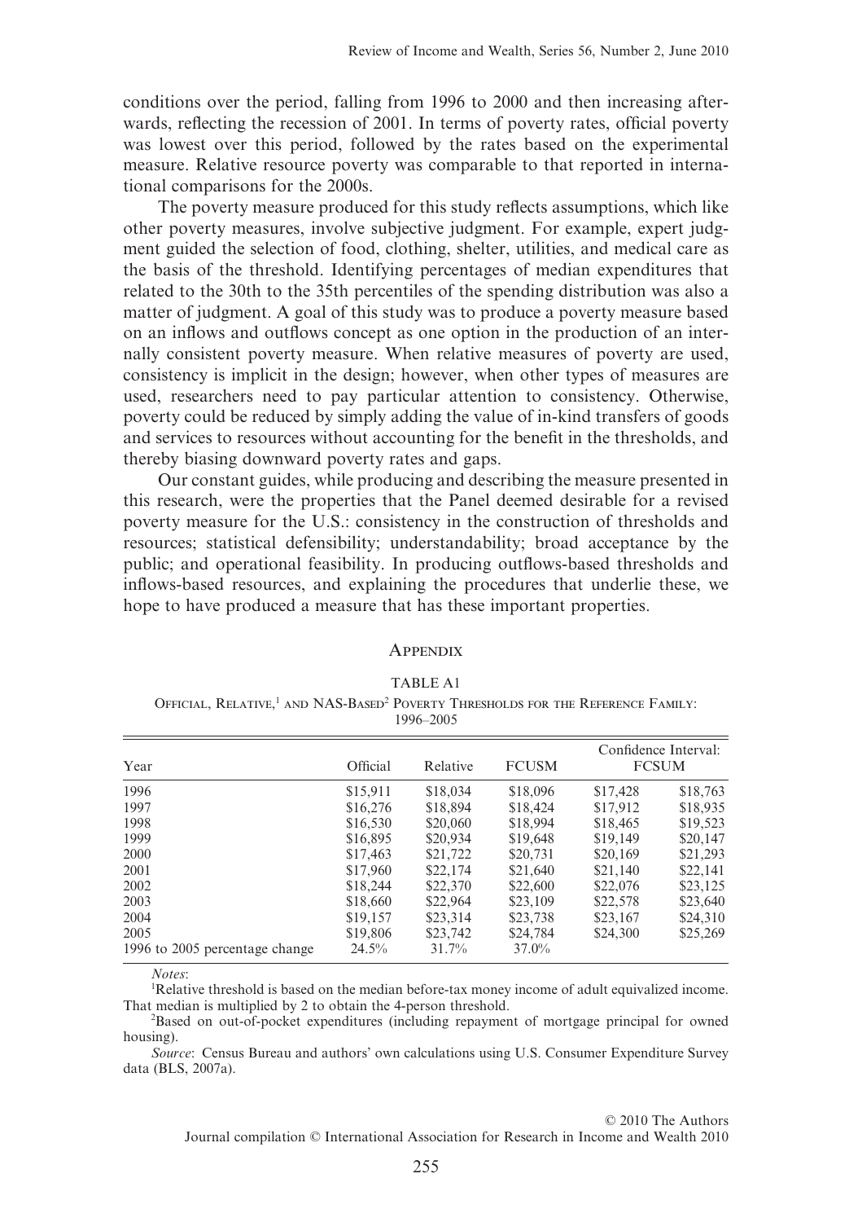conditions over the period, falling from 1996 to 2000 and then increasing afterwards, reflecting the recession of 2001. In terms of poverty rates, official poverty was lowest over this period, followed by the rates based on the experimental measure. Relative resource poverty was comparable to that reported in international comparisons for the 2000s.

The poverty measure produced for this study reflects assumptions, which like other poverty measures, involve subjective judgment. For example, expert judgment guided the selection of food, clothing, shelter, utilities, and medical care as the basis of the threshold. Identifying percentages of median expenditures that related to the 30th to the 35th percentiles of the spending distribution was also a matter of judgment. A goal of this study was to produce a poverty measure based on an inflows and outflows concept as one option in the production of an internally consistent poverty measure. When relative measures of poverty are used, consistency is implicit in the design; however, when other types of measures are used, researchers need to pay particular attention to consistency. Otherwise, poverty could be reduced by simply adding the value of in-kind transfers of goods and services to resources without accounting for the benefit in the thresholds, and thereby biasing downward poverty rates and gaps.

Our constant guides, while producing and describing the measure presented in this research, were the properties that the Panel deemed desirable for a revised poverty measure for the U.S.: consistency in the construction of thresholds and resources; statistical defensibility; understandability; broad acceptance by the public; and operational feasibility. In producing outflows-based thresholds and inflows-based resources, and explaining the procedures that underlie these, we hope to have produced a measure that has these important properties.

## Appendix

TABLE A1

Official, Relative,[1] and NAS-Based[2] Poverty Thresholds for the Reference Family: 1996–2005

| Year | Official | Relative | FCUSM | Confidence Interval: FCUSM | |
|---|---|---|---|---|---|
| 1996 | $15,911 | $18,034 | $18,096 | $17,428 | $18,763 |
| 1997 | $16,276 | $18,894 | $18,424 | $17,912 | $18,935 |
| 1998 | $16,530 | $20,060 | $18,994 | $18,465 | $19,523 |
| 1999 | $16,895 | $20,934 | $19,648 | $19,149 | $20,147 |
| 2000 | $17,463 | $21,722 | $20,731 | $20,169 | $21,293 |
| 2001 | $17,960 | $22,174 | $21,640 | $21,140 | $22,141 |
| 2002 | $18,244 | $22,370 | $22,600 | $22,076 | $23,125 |
| 2003 | $18,660 | $22,964 | $23,109 | $22,578 | $23,640 |
| 2004 | $19,157 | $23,314 | $23,738 | $23,167 | $24,310 |
| 2005 | $19,806 | $23,742 | $24,784 | $24,300 | $25,269 |
| 1996 to 2005 percentage change | 24.5% | 31.7% | 37.0% | | |

*Notes*:

[1]Relative threshold is based on the median before-tax money income of adult equivalized income. That median is multiplied by 2 to obtain the 4-person threshold.

[2]Based on out-of-pocket expenditures (including repayment of mortgage principal for owned housing).

*Source*: Census Bureau and authors' own calculations using U.S. Consumer Expenditure Survey data (BLS, 2007a).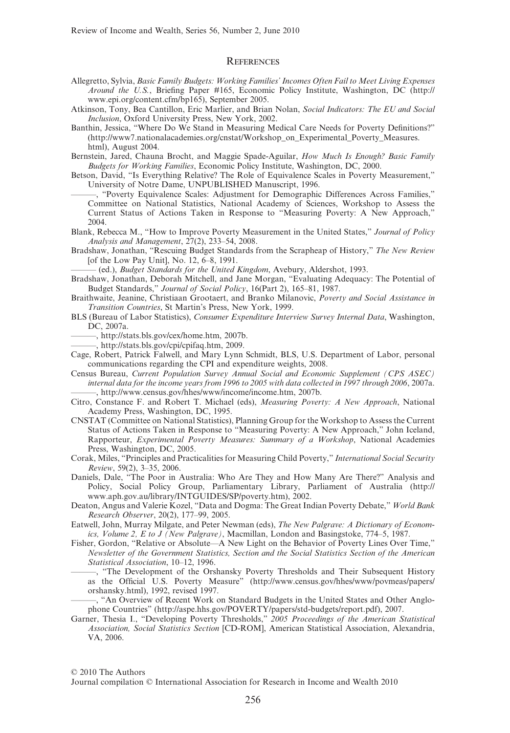## References

Allegretto, Sylvia, *Basic Family Budgets: Working Families' Incomes Often Fail to Meet Living Expenses Around the U.S.*, Briefing Paper #165, Economic Policy Institute, Washington, DC (http://www.epi.org/content.cfm/bp165), September 2005.

Atkinson, Tony, Bea Cantillon, Eric Marlier, and Brian Nolan, *Social Indicators: The EU and Social Inclusion*, Oxford University Press, New York, 2002.

Banthin, Jessica, "Where Do We Stand in Measuring Medical Care Needs for Poverty Definitions?" (http://www7.nationalacademies.org/cnstat/Workshop_on_Experimental_Poverty_Measures.html), August 2004.

Bernstein, Jared, Chauna Brocht, and Maggie Spade-Aguilar, *How Much Is Enough? Basic Family Budgets for Working Families*, Economic Policy Institute, Washington, DC, 2000.

Betson, David, "Is Everything Relative? The Role of Equivalence Scales in Poverty Measurement," University of Notre Dame, UNPUBLISHED Manuscript, 1996.

———, "Poverty Equivalence Scales: Adjustment for Demographic Differences Across Families," Committee on National Statistics, National Academy of Sciences, Workshop to Assess the Current Status of Actions Taken in Response to "Measuring Poverty: A New Approach," 2004.

Blank, Rebecca M., "How to Improve Poverty Measurement in the United States," *Journal of Policy Analysis and Management*, 27(2), 233–54, 2008.

Bradshaw, Jonathan, "Rescuing Budget Standards from the Scrapheap of History," *The New Review* [of the Low Pay Unit], No. 12, 6–8, 1991.

——— (ed.), *Budget Standards for the United Kingdom*, Avebury, Aldershot, 1993.

Bradshaw, Jonathan, Deborah Mitchell, and Jane Morgan, "Evaluating Adequacy: The Potential of Budget Standards," *Journal of Social Policy*, 16(Part 2), 165–81, 1987.

Braithwaite, Jeanine, Christiaan Grootaert, and Branko Milanovic, *Poverty and Social Assistance in Transition Countries*, St Martin's Press, New York, 1999.

BLS (Bureau of Labor Statistics), *Consumer Expenditure Interview Survey Internal Data*, Washington, DC, 2007a.

———, http://stats.bls.gov/cex/home.htm, 2007b.

———, http://stats.bls.gov/cpi/cpifaq.htm, 2009.

Cage, Robert, Patrick Falwell, and Mary Lynn Schmidt, BLS, U.S. Department of Labor, personal communications regarding the CPI and expenditure weights, 2008.

Census Bureau, *Current Population Survey Annual Social and Economic Supplement (CPS ASEC) internal data for the income years from 1996 to 2005 with data collected in 1997 through 2006*, 2007a.

———, http://www.census.gov/hhes/www/income/income.htm, 2007b.

Citro, Constance F. and Robert T. Michael (eds), *Measuring Poverty: A New Approach*, National Academy Press, Washington, DC, 1995.

CNSTAT (Committee on National Statistics), Planning Group for the Workshop to Assess the Current Status of Actions Taken in Response to "Measuring Poverty: A New Approach," John Iceland, Rapporteur, *Experimental Poverty Measures: Summary of a Workshop*, National Academies Press, Washington, DC, 2005.

Corak, Miles, "Principles and Practicalities for Measuring Child Poverty," *International Social Security Review*, 59(2), 3–35, 2006.

Daniels, Dale, "The Poor in Australia: Who Are They and How Many Are There?" Analysis and Policy, Social Policy Group, Parliamentary Library, Parliament of Australia (http://www.aph.gov.au/library/INTGUIDES/SP/poverty.htm), 2002.

Deaton, Angus and Valerie Kozel, "Data and Dogma: The Great Indian Poverty Debate," *World Bank Research Observer*, 20(2), 177–99, 2005.

Eatwell, John, Murray Milgate, and Peter Newman (eds), *The New Palgrave: A Dictionary of Economics, Volume 2, E to J (New Palgrave)*, Macmillan, London and Basingstoke, 774–5, 1987.

Fisher, Gordon, "Relative or Absolute—A New Light on the Behavior of Poverty Lines Over Time," *Newsletter of the Government Statistics, Section and the Social Statistics Section of the American Statistical Association*, 10–12, 1996.

———, "The Development of the Orshansky Poverty Thresholds and Their Subsequent History as the Official U.S. Poverty Measure" (http://www.census.gov/hhes/www/povmeas/papers/orshansky.html), 1992, revised 1997.

———, "An Overview of Recent Work on Standard Budgets in the United States and Other Anglophone Countries" (http://aspe.hhs.gov/POVERTY/papers/std-budgets/report.pdf), 2007.

Garner, Thesia I., "Developing Poverty Thresholds," *2005 Proceedings of the American Statistical Association, Social Statistics Section* [CD-ROM], American Statistical Association, Alexandria, VA, 2006.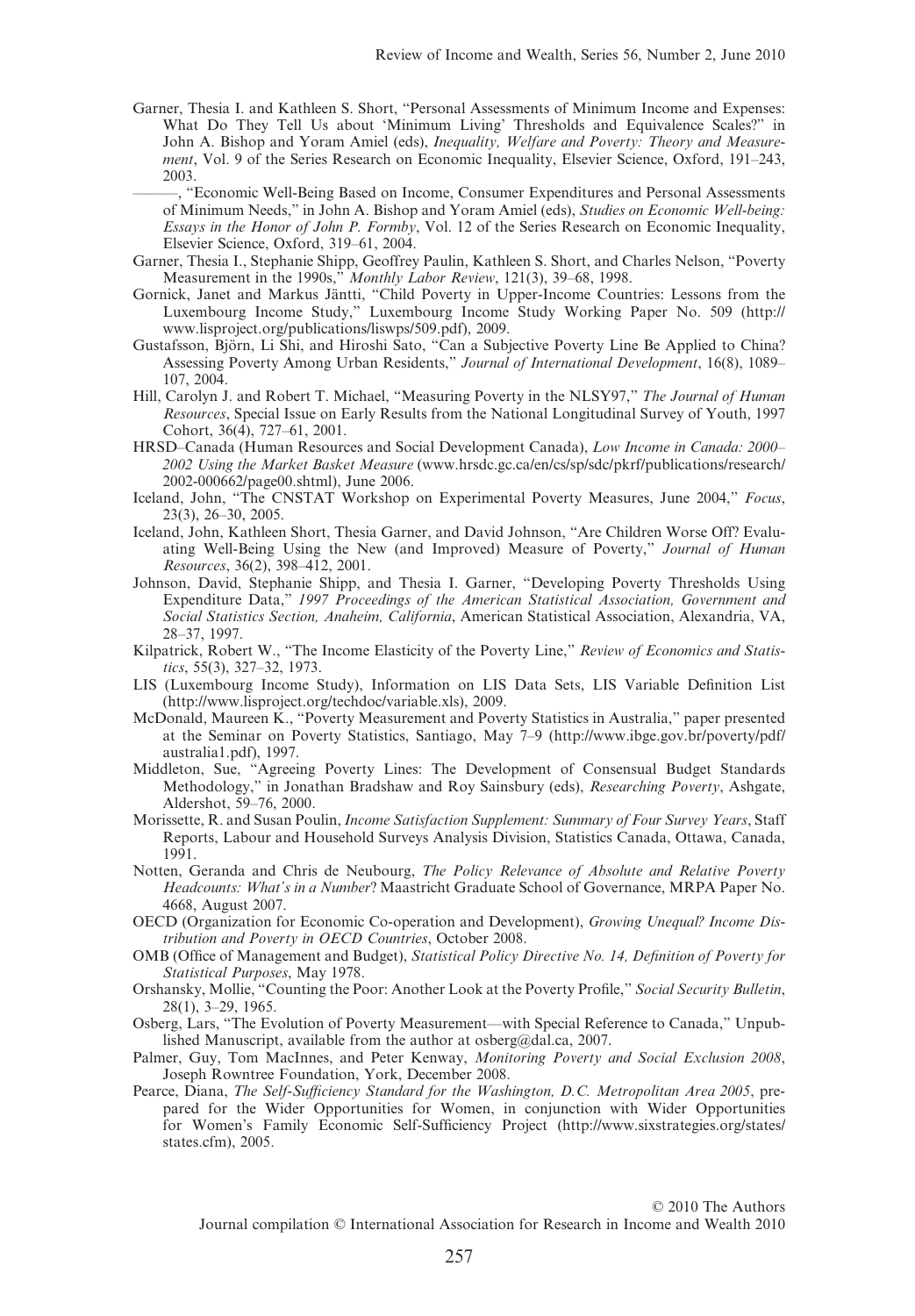Garner, Thesia I. and Kathleen S. Short, "Personal Assessments of Minimum Income and Expenses: What Do They Tell Us about 'Minimum Living' Thresholds and Equivalence Scales?" in John A. Bishop and Yoram Amiel (eds), *Inequality, Welfare and Poverty: Theory and Measurement*, Vol. 9 of the Series Research on Economic Inequality, Elsevier Science, Oxford, 191–243, 2003.

———, "Economic Well-Being Based on Income, Consumer Expenditures and Personal Assessments of Minimum Needs," in John A. Bishop and Yoram Amiel (eds), *Studies on Economic Well-being: Essays in the Honor of John P. Formby*, Vol. 12 of the Series Research on Economic Inequality, Elsevier Science, Oxford, 319–61, 2004.

Garner, Thesia I., Stephanie Shipp, Geoffrey Paulin, Kathleen S. Short, and Charles Nelson, "Poverty Measurement in the 1990s," *Monthly Labor Review*, 121(3), 39–68, 1998.

Gornick, Janet and Markus Jäntti, "Child Poverty in Upper-Income Countries: Lessons from the Luxembourg Income Study," Luxembourg Income Study Working Paper No. 509 (http://www.lisproject.org/publications/liswps/509.pdf), 2009.

Gustafsson, Björn, Li Shi, and Hiroshi Sato, "Can a Subjective Poverty Line Be Applied to China? Assessing Poverty Among Urban Residents," *Journal of International Development*, 16(8), 1089–107, 2004.

Hill, Carolyn J. and Robert T. Michael, "Measuring Poverty in the NLSY97," *The Journal of Human Resources*, Special Issue on Early Results from the National Longitudinal Survey of Youth, 1997 Cohort, 36(4), 727–61, 2001.

HRSD–Canada (Human Resources and Social Development Canada), *Low Income in Canada: 2000–2002 Using the Market Basket Measure* (www.hrsdc.gc.ca/en/cs/sp/sdc/pkrf/publications/research/2002-000662/page00.shtml), June 2006.

Iceland, John, "The CNSTAT Workshop on Experimental Poverty Measures, June 2004," *Focus*, 23(3), 26–30, 2005.

Iceland, John, Kathleen Short, Thesia Garner, and David Johnson, "Are Children Worse Off? Evaluating Well-Being Using the New (and Improved) Measure of Poverty," *Journal of Human Resources*, 36(2), 398–412, 2001.

Johnson, David, Stephanie Shipp, and Thesia I. Garner, "Developing Poverty Thresholds Using Expenditure Data," *1997 Proceedings of the American Statistical Association, Government and Social Statistics Section, Anaheim, California*, American Statistical Association, Alexandria, VA, 28–37, 1997.

Kilpatrick, Robert W., "The Income Elasticity of the Poverty Line," *Review of Economics and Statistics*, 55(3), 327–32, 1973.

LIS (Luxembourg Income Study), Information on LIS Data Sets, LIS Variable Definition List (http://www.lisproject.org/techdoc/variable.xls), 2009.

McDonald, Maureen K., "Poverty Measurement and Poverty Statistics in Australia," paper presented at the Seminar on Poverty Statistics, Santiago, May 7–9 (http://www.ibge.gov.br/poverty/pdf/australia1.pdf), 1997.

Middleton, Sue, "Agreeing Poverty Lines: The Development of Consensual Budget Standards Methodology," in Jonathan Bradshaw and Roy Sainsbury (eds), *Researching Poverty*, Ashgate, Aldershot, 59–76, 2000.

Morissette, R. and Susan Poulin, *Income Satisfaction Supplement: Summary of Four Survey Years*, Staff Reports, Labour and Household Surveys Analysis Division, Statistics Canada, Ottawa, Canada, 1991.

Notten, Geranda and Chris de Neubourg, *The Policy Relevance of Absolute and Relative Poverty Headcounts: What's in a Number*? Maastricht Graduate School of Governance, MRPA Paper No. 4668, August 2007.

OECD (Organization for Economic Co-operation and Development), *Growing Unequal? Income Distribution and Poverty in OECD Countries*, October 2008.

OMB (Office of Management and Budget), *Statistical Policy Directive No. 14, Definition of Poverty for Statistical Purposes*, May 1978.

Orshansky, Mollie, "Counting the Poor: Another Look at the Poverty Profile," *Social Security Bulletin*, 28(1), 3–29, 1965.

Osberg, Lars, "The Evolution of Poverty Measurement—with Special Reference to Canada," Unpublished Manuscript, available from the author at osberg@dal.ca, 2007.

Palmer, Guy, Tom MacInnes, and Peter Kenway, *Monitoring Poverty and Social Exclusion 2008*, Joseph Rowntree Foundation, York, December 2008.

Pearce, Diana, *The Self-Sufficiency Standard for the Washington, D.C. Metropolitan Area 2005*, prepared for the Wider Opportunities for Women, in conjunction with Wider Opportunities for Women's Family Economic Self-Sufficiency Project (http://www.sixstrategies.org/states/states.cfm), 2005.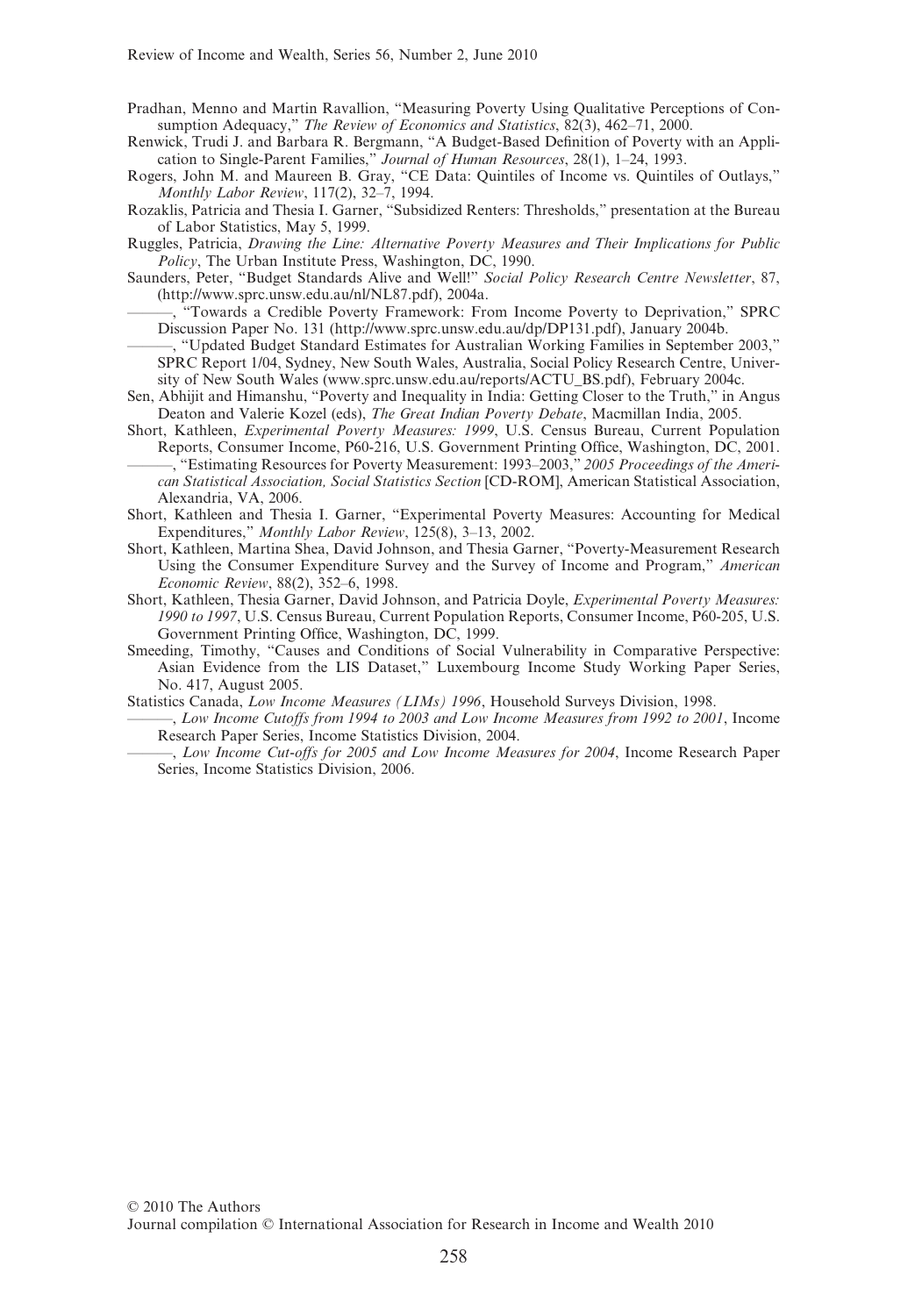Pradhan, Menno and Martin Ravallion, "Measuring Poverty Using Qualitative Perceptions of Consumption Adequacy," *The Review of Economics and Statistics*, 82(3), 462–71, 2000.

Renwick, Trudi J. and Barbara R. Bergmann, "A Budget-Based Definition of Poverty with an Application to Single-Parent Families," *Journal of Human Resources*, 28(1), 1–24, 1993.

Rogers, John M. and Maureen B. Gray, "CE Data: Quintiles of Income vs. Quintiles of Outlays," *Monthly Labor Review*, 117(2), 32–7, 1994.

Rozaklis, Patricia and Thesia I. Garner, "Subsidized Renters: Thresholds," presentation at the Bureau of Labor Statistics, May 5, 1999.

Ruggles, Patricia, *Drawing the Line: Alternative Poverty Measures and Their Implications for Public Policy*, The Urban Institute Press, Washington, DC, 1990.

Saunders, Peter, "Budget Standards Alive and Well!" *Social Policy Research Centre Newsletter*, 87, (http://www.sprc.unsw.edu.au/nl/NL87.pdf), 2004a.

———, "Towards a Credible Poverty Framework: From Income Poverty to Deprivation," SPRC Discussion Paper No. 131 (http://www.sprc.unsw.edu.au/dp/DP131.pdf), January 2004b.

———, "Updated Budget Standard Estimates for Australian Working Families in September 2003," SPRC Report 1/04, Sydney, New South Wales, Australia, Social Policy Research Centre, University of New South Wales (www.sprc.unsw.edu.au/reports/ACTU_BS.pdf), February 2004c.

Sen, Abhijit and Himanshu, "Poverty and Inequality in India: Getting Closer to the Truth," in Angus Deaton and Valerie Kozel (eds), *The Great Indian Poverty Debate*, Macmillan India, 2005.

Short, Kathleen, *Experimental Poverty Measures: 1999*, U.S. Census Bureau, Current Population Reports, Consumer Income, P60-216, U.S. Government Printing Office, Washington, DC, 2001.

———, "Estimating Resources for Poverty Measurement: 1993–2003," *2005 Proceedings of the American Statistical Association, Social Statistics Section* [CD-ROM], American Statistical Association, Alexandria, VA, 2006.

Short, Kathleen and Thesia I. Garner, "Experimental Poverty Measures: Accounting for Medical Expenditures," *Monthly Labor Review*, 125(8), 3–13, 2002.

Short, Kathleen, Martina Shea, David Johnson, and Thesia Garner, "Poverty-Measurement Research Using the Consumer Expenditure Survey and the Survey of Income and Program," *American Economic Review*, 88(2), 352–6, 1998.

Short, Kathleen, Thesia Garner, David Johnson, and Patricia Doyle, *Experimental Poverty Measures: 1990 to 1997*, U.S. Census Bureau, Current Population Reports, Consumer Income, P60-205, U.S. Government Printing Office, Washington, DC, 1999.

Smeeding, Timothy, "Causes and Conditions of Social Vulnerability in Comparative Perspective: Asian Evidence from the LIS Dataset," Luxembourg Income Study Working Paper Series, No. 417, August 2005.

Statistics Canada, *Low Income Measures (LIMs) 1996*, Household Surveys Division, 1998.

———, *Low Income Cutoffs from 1994 to 2003 and Low Income Measures from 1992 to 2001*, Income Research Paper Series, Income Statistics Division, 2004.

———, *Low Income Cut-offs for 2005 and Low Income Measures for 2004*, Income Research Paper Series, Income Statistics Division, 2006.